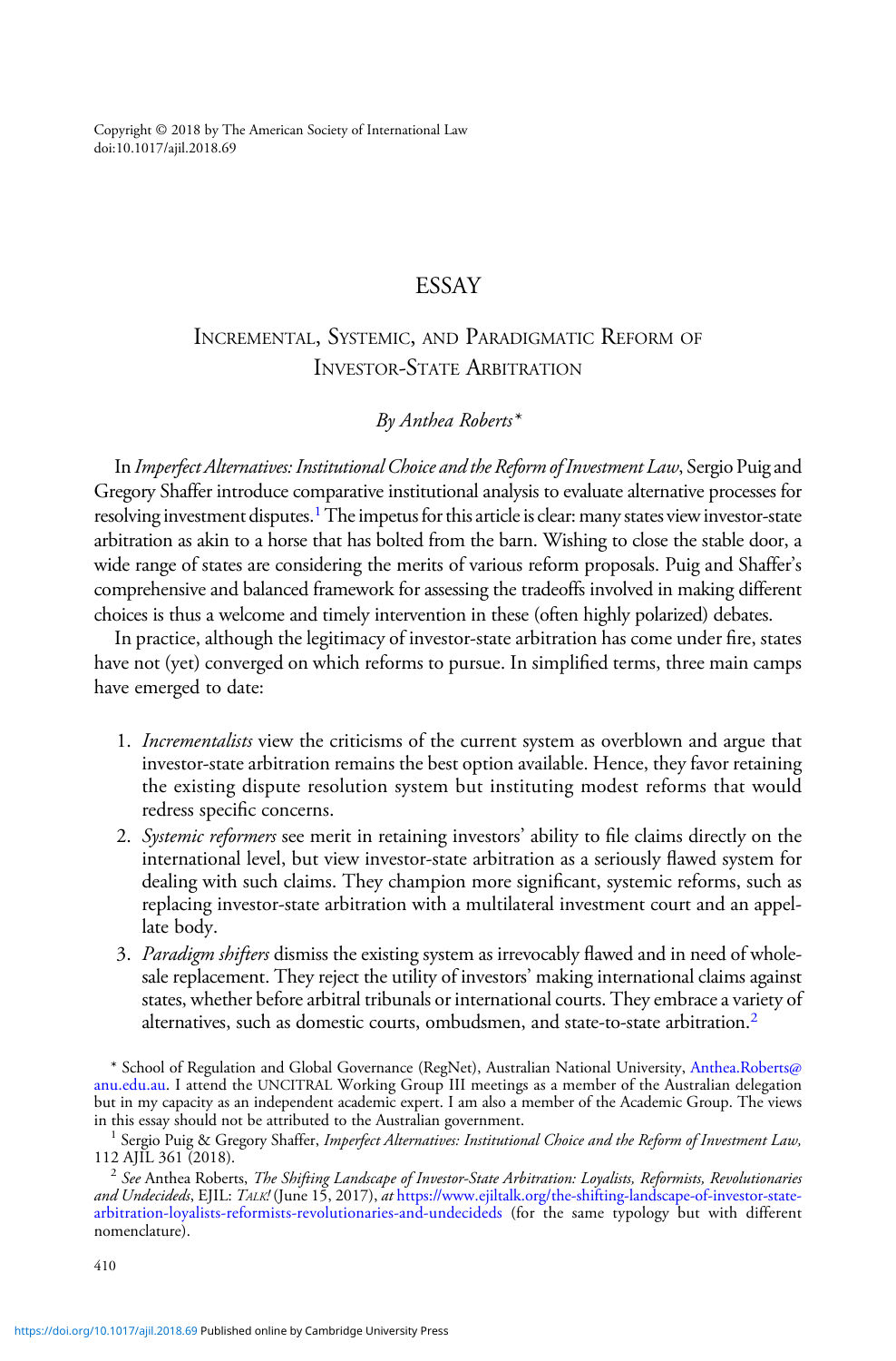Copyright © 2018 by The American Society of International Law
doi:10.1017/ajil.2018.69

# ESSAY

## Incremental, Systemic, and Paradigmatic Reform of Investor-State Arbitration

*By Anthea Roberts**

In *Imperfect Alternatives: Institutional Choice and the Reform of Investment Law*, Sergio Puig and Gregory Shaffer introduce comparative institutional analysis to evaluate alternative processes for resolving investment disputes.[1] The impetus for this article is clear: many states view investor-state arbitration as akin to a horse that has bolted from the barn. Wishing to close the stable door, a wide range of states are considering the merits of various reform proposals. Puig and Shaffer's comprehensive and balanced framework for assessing the tradeoffs involved in making different choices is thus a welcome and timely intervention in these (often highly polarized) debates.

In practice, although the legitimacy of investor-state arbitration has come under fire, states have not (yet) converged on which reforms to pursue. In simplified terms, three main camps have emerged to date:

1. *Incrementalists* view the criticisms of the current system as overblown and argue that investor-state arbitration remains the best option available. Hence, they favor retaining the existing dispute resolution system but instituting modest reforms that would redress specific concerns.
2. *Systemic reformers* see merit in retaining investors' ability to file claims directly on the international level, but view investor-state arbitration as a seriously flawed system for dealing with such claims. They champion more significant, systemic reforms, such as replacing investor-state arbitration with a multilateral investment court and an appellate body.
3. *Paradigm shifters* dismiss the existing system as irrevocably flawed and in need of wholesale replacement. They reject the utility of investors' making international claims against states, whether before arbitral tribunals or international courts. They embrace a variety of alternatives, such as domestic courts, ombudsmen, and state-to-state arbitration.[2]

\* School of Regulation and Global Governance (RegNet), Australian National University, Anthea.Roberts@anu.edu.au. I attend the UNCITRAL Working Group III meetings as a member of the Australian delegation but in my capacity as an independent academic expert. I am also a member of the Academic Group. The views in this essay should not be attributed to the Australian government.

[1] Sergio Puig & Gregory Shaffer, *Imperfect Alternatives: Institutional Choice and the Reform of Investment Law,* 112 AJIL 361 (2018).

[2] *See* Anthea Roberts, *The Shifting Landscape of Investor-State Arbitration: Loyalists, Reformists, Revolutionaries and Undecideds*, EJIL: *Talk!* (June 15, 2017), *at* https://www.ejiltalk.org/the-shifting-landscape-of-investor-state-arbitration-loyalists-reformists-revolutionaries-and-undecideds (for the same typology but with different nomenclature).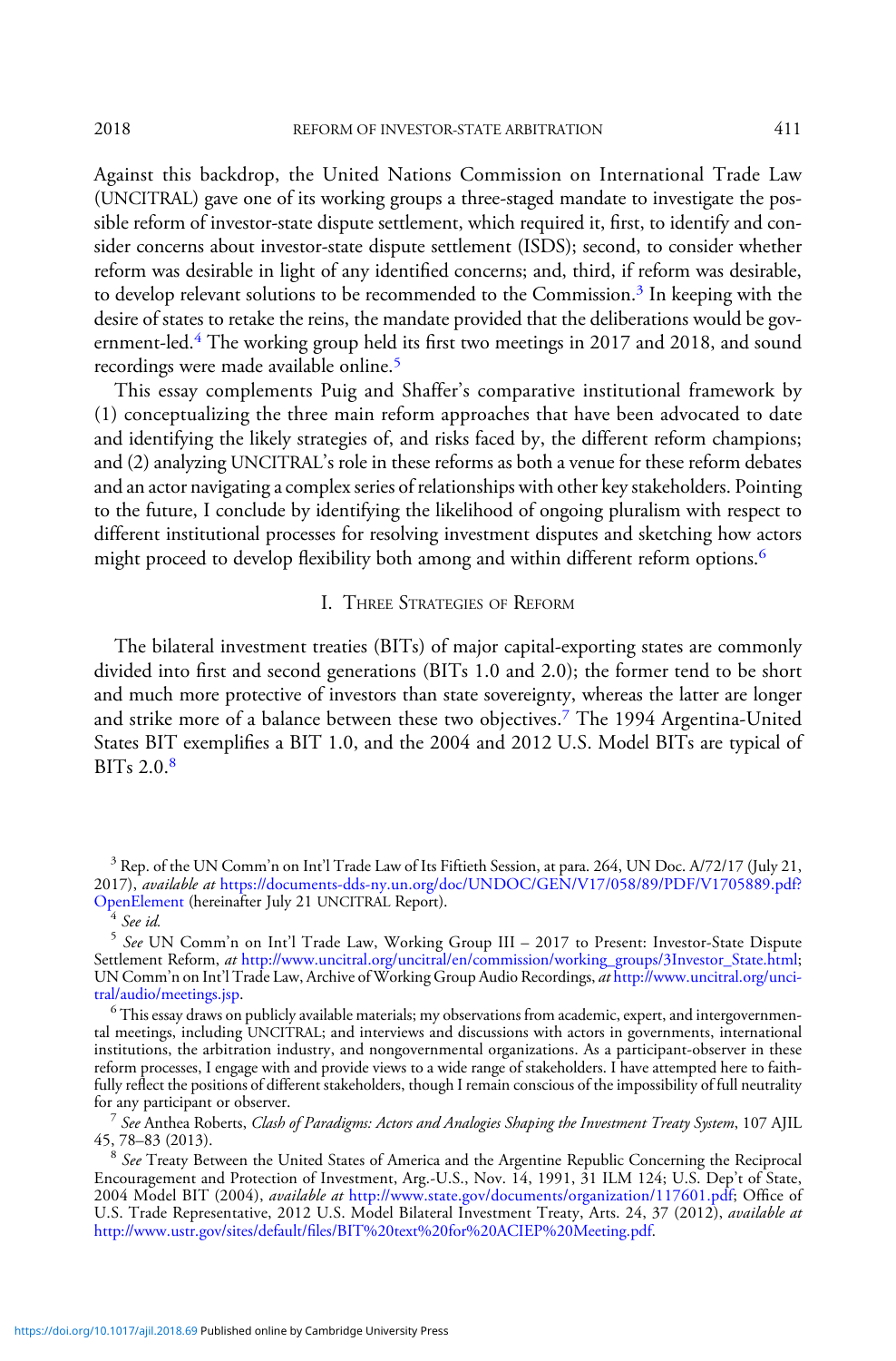Against this backdrop, the United Nations Commission on International Trade Law (UNCITRAL) gave one of its working groups a three-staged mandate to investigate the possible reform of investor-state dispute settlement, which required it, first, to identify and consider concerns about investor-state dispute settlement (ISDS); second, to consider whether reform was desirable in light of any identified concerns; and, third, if reform was desirable, to develop relevant solutions to be recommended to the Commission.[3] In keeping with the desire of states to retake the reins, the mandate provided that the deliberations would be government-led.[4] The working group held its first two meetings in 2017 and 2018, and sound recordings were made available online.[5]

This essay complements Puig and Shaffer's comparative institutional framework by (1) conceptualizing the three main reform approaches that have been advocated to date and identifying the likely strategies of, and risks faced by, the different reform champions; and (2) analyzing UNCITRAL's role in these reforms as both a venue for these reform debates and an actor navigating a complex series of relationships with other key stakeholders. Pointing to the future, I conclude by identifying the likelihood of ongoing pluralism with respect to different institutional processes for resolving investment disputes and sketching how actors might proceed to develop flexibility both among and within different reform options.[6]

## I. Three Strategies of Reform

The bilateral investment treaties (BITs) of major capital-exporting states are commonly divided into first and second generations (BITs 1.0 and 2.0); the former tend to be short and much more protective of investors than state sovereignty, whereas the latter are longer and strike more of a balance between these two objectives.[7] The 1994 Argentina-United States BIT exemplifies a BIT 1.0, and the 2004 and 2012 U.S. Model BITs are typical of BITs 2.0.[8]

---

[3] Rep. of the UN Comm'n on Int'l Trade Law of Its Fiftieth Session, at para. 264, UN Doc. A/72/17 (July 21, 2017), *available at* https://documents-dds-ny.un.org/doc/UNDOC/GEN/V17/058/89/PDF/V1705889.pdf?OpenElement (hereinafter July 21 UNCITRAL Report).

[4] *See id.*

[5] *See* UN Comm'n on Int'l Trade Law, Working Group III – 2017 to Present: Investor-State Dispute Settlement Reform, *at* http://www.uncitral.org/uncitral/en/commission/working_groups/3Investor_State.html; UN Comm'n on Int'l Trade Law, Archive of Working Group Audio Recordings, *at* http://www.uncitral.org/uncitral/audio/meetings.jsp.

[6] This essay draws on publicly available materials; my observations from academic, expert, and intergovernmental meetings, including UNCITRAL; and interviews and discussions with actors in governments, international institutions, the arbitration industry, and nongovernmental organizations. As a participant-observer in these reform processes, I engage with and provide views to a wide range of stakeholders. I have attempted here to faithfully reflect the positions of different stakeholders, though I remain conscious of the impossibility of full neutrality for any participant or observer.

[7] *See* Anthea Roberts, *Clash of Paradigms: Actors and Analogies Shaping the Investment Treaty System*, 107 AJIL 45, 78–83 (2013).

[8] *See* Treaty Between the United States of America and the Argentine Republic Concerning the Reciprocal Encouragement and Protection of Investment, Arg.-U.S., Nov. 14, 1991, 31 ILM 124; U.S. Dep't of State, 2004 Model BIT (2004), *available at* http://www.state.gov/documents/organization/117601.pdf; Office of U.S. Trade Representative, 2012 U.S. Model Bilateral Investment Treaty, Arts. 24, 37 (2012), *available at* http://www.ustr.gov/sites/default/files/BIT%20text%20for%20ACIEP%20Meeting.pdf.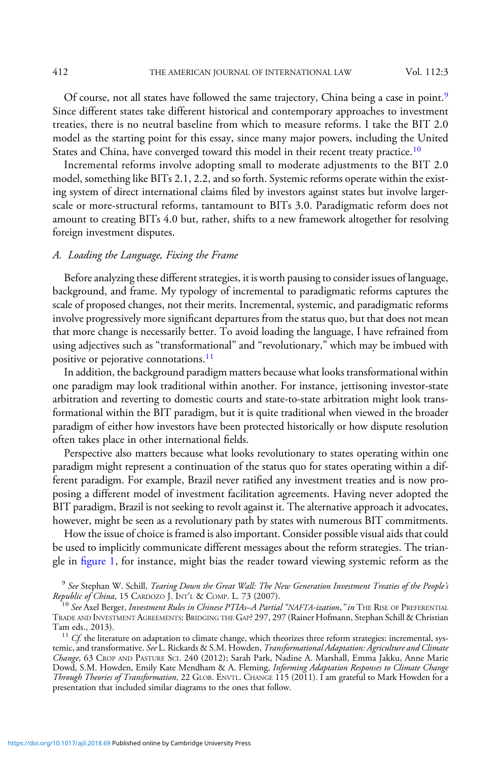Of course, not all states have followed the same trajectory, China being a case in point.[9] Since different states take different historical and contemporary approaches to investment treaties, there is no neutral baseline from which to measure reforms. I take the BIT 2.0 model as the starting point for this essay, since many major powers, including the United States and China, have converged toward this model in their recent treaty practice.[10]

Incremental reforms involve adopting small to moderate adjustments to the BIT 2.0 model, something like BITs 2.1, 2.2, and so forth. Systemic reforms operate within the existing system of direct international claims filed by investors against states but involve larger-scale or more-structural reforms, tantamount to BITs 3.0. Paradigmatic reform does not amount to creating BITs 4.0 but, rather, shifts to a new framework altogether for resolving foreign investment disputes.

### *A. Loading the Language, Fixing the Frame*

Before analyzing these different strategies, it is worth pausing to consider issues of language, background, and frame. My typology of incremental to paradigmatic reforms captures the scale of proposed changes, not their merits. Incremental, systemic, and paradigmatic reforms involve progressively more significant departures from the status quo, but that does not mean that more change is necessarily better. To avoid loading the language, I have refrained from using adjectives such as "transformational" and "revolutionary," which may be imbued with positive or pejorative connotations.[11]

In addition, the background paradigm matters because what looks transformational within one paradigm may look traditional within another. For instance, jettisoning investor-state arbitration and reverting to domestic courts and state-to-state arbitration might look transformational within the BIT paradigm, but it is quite traditional when viewed in the broader paradigm of either how investors have been protected historically or how dispute resolution often takes place in other international fields.

Perspective also matters because what looks revolutionary to states operating within one paradigm might represent a continuation of the status quo for states operating within a different paradigm. For example, Brazil never ratified any investment treaties and is now proposing a different model of investment facilitation agreements. Having never adopted the BIT paradigm, Brazil is not seeking to revolt against it. The alternative approach it advocates, however, might be seen as a revolutionary path by states with numerous BIT commitments.

How the issue of choice is framed is also important. Consider possible visual aids that could be used to implicitly communicate different messages about the reform strategies. The triangle in figure 1, for instance, might bias the reader toward viewing systemic reform as the

---

[9] *See* Stephan W. Schill, *Tearing Down the Great Wall: The New Generation Investment Treaties of the People's Republic of China*, 15 CARDOZO J. INT'L & COMP. L. 73 (2007).

[10] *See* Axel Berger, *Investment Rules in Chinese PTIAs–A Partial "NAFTA-ization," in* THE RISE OF PREFERENTIAL TRADE AND INVESTMENT AGREEMENTS: BRIDGING THE GAP? 297, 297 (Rainer Hofmann, Stephan Schill & Christian Tam eds., 2013).

[11] *Cf.* the literature on adaptation to climate change, which theorizes three reform strategies: incremental, systemic, and transformative. *See* L. Rickards & S.M. Howden, *Transformational Adaptation: Agriculture and Climate Change*, 63 CROP AND PASTURE SCI. 240 (2012); Sarah Park, Nadine A. Marshall, Emma Jakku, Anne Marie Dowd, S.M. Howden, Emily Kate Mendham & A. Fleming, *Informing Adaptation Responses to Climate Change Through Theories of Transformation*, 22 GLOB. ENVTL. CHANGE 115 (2011). I am grateful to Mark Howden for a presentation that included similar diagrams to the ones that follow.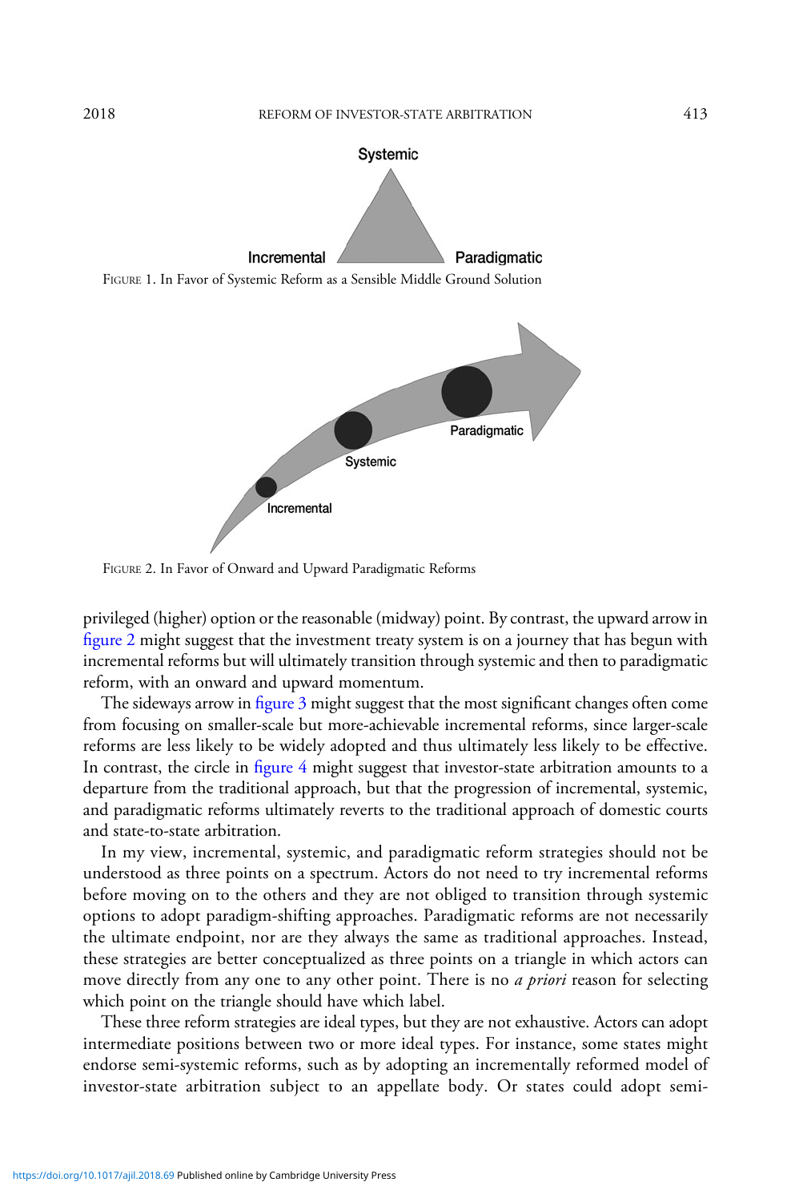Systemic

Incremental Paradigmatic

Figure 1. In Favor of Systemic Reform as a Sensible Middle Ground Solution

Paradigmatic

Systemic

Incremental

Figure 2. In Favor of Onward and Upward Paradigmatic Reforms

privileged (higher) option or the reasonable (midway) point. By contrast, the upward arrow in figure 2 might suggest that the investment treaty system is on a journey that has begun with incremental reforms but will ultimately transition through systemic and then to paradigmatic reform, with an onward and upward momentum.

The sideways arrow in figure 3 might suggest that the most significant changes often come from focusing on smaller-scale but more-achievable incremental reforms, since larger-scale reforms are less likely to be widely adopted and thus ultimately less likely to be effective. In contrast, the circle in figure 4 might suggest that investor-state arbitration amounts to a departure from the traditional approach, but that the progression of incremental, systemic, and paradigmatic reforms ultimately reverts to the traditional approach of domestic courts and state-to-state arbitration.

In my view, incremental, systemic, and paradigmatic reform strategies should not be understood as three points on a spectrum. Actors do not need to try incremental reforms before moving on to the others and they are not obliged to transition through systemic options to adopt paradigm-shifting approaches. Paradigmatic reforms are not necessarily the ultimate endpoint, nor are they always the same as traditional approaches. Instead, these strategies are better conceptualized as three points on a triangle in which actors can move directly from any one to any other point. There is no *a priori* reason for selecting which point on the triangle should have which label.

These three reform strategies are ideal types, but they are not exhaustive. Actors can adopt intermediate positions between two or more ideal types. For instance, some states might endorse semi-systemic reforms, such as by adopting an incrementally reformed model of investor-state arbitration subject to an appellate body. Or states could adopt semi-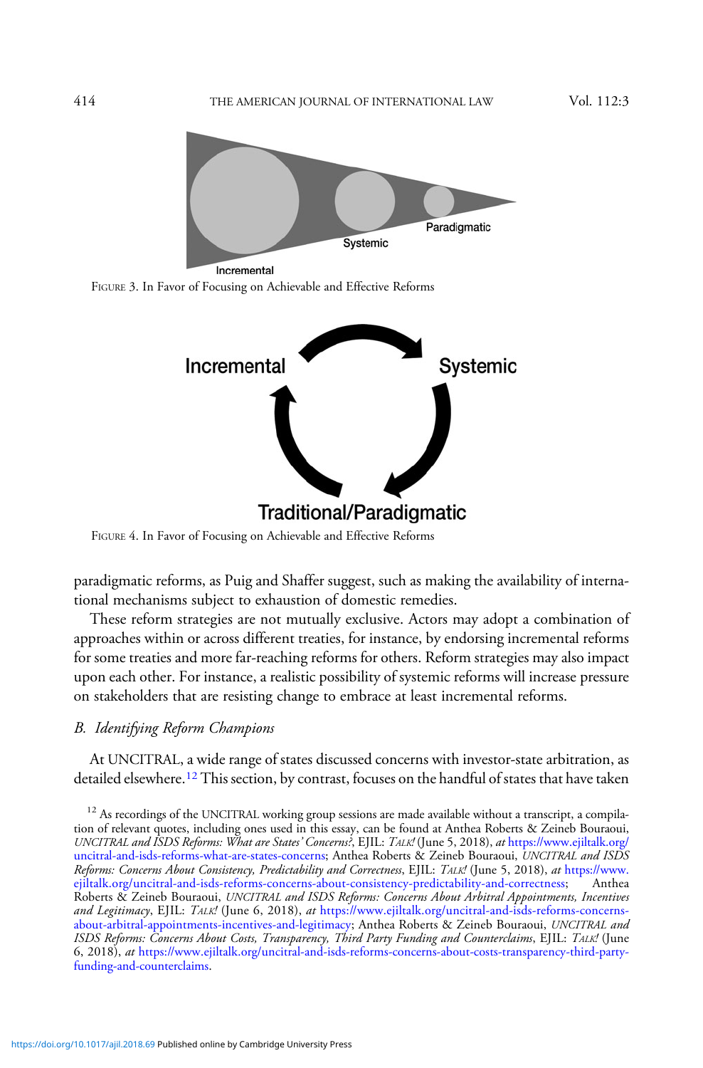Incremental

Systemic

Paradigmatic

FIGURE 3. In Favor of Focusing on Achievable and Effective Reforms

Incremental

Systemic

Traditional/Paradigmatic

FIGURE 4. In Favor of Focusing on Achievable and Effective Reforms

paradigmatic reforms, as Puig and Shaffer suggest, such as making the availability of international mechanisms subject to exhaustion of domestic remedies.

These reform strategies are not mutually exclusive. Actors may adopt a combination of approaches within or across different treaties, for instance, by endorsing incremental reforms for some treaties and more far-reaching reforms for others. Reform strategies may also impact upon each other. For instance, a realistic possibility of systemic reforms will increase pressure on stakeholders that are resisting change to embrace at least incremental reforms.

### B. *Identifying Reform Champions*

At UNCITRAL, a wide range of states discussed concerns with investor-state arbitration, as detailed elsewhere.[12] This section, by contrast, focuses on the handful of states that have taken

[12] As recordings of the UNCITRAL working group sessions are made available without a transcript, a compilation of relevant quotes, including ones used in this essay, can be found at Anthea Roberts & Zeineb Bouraoui, *UNCITRAL and ISDS Reforms: What are States' Concerns?*, EJIL: TALK! (June 5, 2018), *at* https://www.ejiltalk.org/uncitral-and-isds-reforms-what-are-states-concerns; Anthea Roberts & Zeineb Bouraoui, *UNCITRAL and ISDS Reforms: Concerns About Consistency, Predictability and Correctness*, EJIL: TALK! (June 5, 2018), *at* https://www.ejiltalk.org/uncitral-and-isds-reforms-concerns-about-consistency-predictability-and-correctness; Anthea Roberts & Zeineb Bouraoui, *UNCITRAL and ISDS Reforms: Concerns About Arbitral Appointments, Incentives and Legitimacy*, EJIL: TALK! (June 6, 2018), *at* https://www.ejiltalk.org/uncitral-and-isds-reforms-concerns-about-arbitral-appointments-incentives-and-legitimacy; Anthea Roberts & Zeineb Bouraoui, *UNCITRAL and ISDS Reforms: Concerns About Costs, Transparency, Third Party Funding and Counterclaims*, EJIL: TALK! (June 6, 2018), *at* https://www.ejiltalk.org/uncitral-and-isds-reforms-concerns-about-costs-transparency-third-party-funding-and-counterclaims.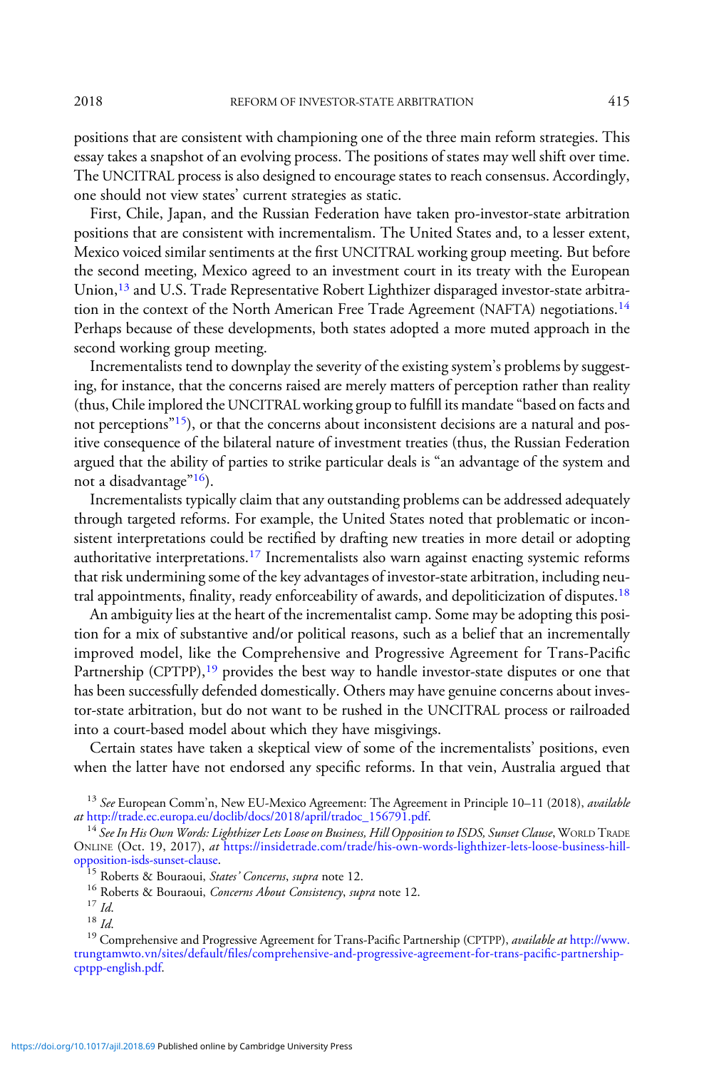positions that are consistent with championing one of the three main reform strategies. This essay takes a snapshot of an evolving process. The positions of states may well shift over time. The UNCITRAL process is also designed to encourage states to reach consensus. Accordingly, one should not view states' current strategies as static.

First, Chile, Japan, and the Russian Federation have taken pro-investor-state arbitration positions that are consistent with incrementalism. The United States and, to a lesser extent, Mexico voiced similar sentiments at the first UNCITRAL working group meeting. But before the second meeting, Mexico agreed to an investment court in its treaty with the European Union,[13] and U.S. Trade Representative Robert Lighthizer disparaged investor-state arbitration in the context of the North American Free Trade Agreement (NAFTA) negotiations.[14] Perhaps because of these developments, both states adopted a more muted approach in the second working group meeting.

Incrementalists tend to downplay the severity of the existing system's problems by suggesting, for instance, that the concerns raised are merely matters of perception rather than reality (thus, Chile implored the UNCITRAL working group to fulfill its mandate "based on facts and not perceptions"[15]), or that the concerns about inconsistent decisions are a natural and positive consequence of the bilateral nature of investment treaties (thus, the Russian Federation argued that the ability of parties to strike particular deals is "an advantage of the system and not a disadvantage"[16]).

Incrementalists typically claim that any outstanding problems can be addressed adequately through targeted reforms. For example, the United States noted that problematic or inconsistent interpretations could be rectified by drafting new treaties in more detail or adopting authoritative interpretations.[17] Incrementalists also warn against enacting systemic reforms that risk undermining some of the key advantages of investor-state arbitration, including neutral appointments, finality, ready enforceability of awards, and depoliticization of disputes.[18]

An ambiguity lies at the heart of the incrementalist camp. Some may be adopting this position for a mix of substantive and/or political reasons, such as a belief that an incrementally improved model, like the Comprehensive and Progressive Agreement for Trans-Pacific Partnership (CPTPP),[19] provides the best way to handle investor-state disputes or one that has been successfully defended domestically. Others may have genuine concerns about investor-state arbitration, but do not want to be rushed in the UNCITRAL process or railroaded into a court-based model about which they have misgivings.

Certain states have taken a skeptical view of some of the incrementalists' positions, even when the latter have not endorsed any specific reforms. In that vein, Australia argued that

[13] *See* European Comm'n, New EU-Mexico Agreement: The Agreement in Principle 10–11 (2018), *available at* http://trade.ec.europa.eu/doclib/docs/2018/april/tradoc_156791.pdf.

[14] *See In His Own Words: Lighthizer Lets Loose on Business, Hill Opposition to ISDS, Sunset Clause*, World Trade Online (Oct. 19, 2017), *at* https://insidetrade.com/trade/his-own-words-lighthizer-lets-loose-business-hill-opposition-isds-sunset-clause.

[15] Roberts & Bouraoui, *States' Concerns*, *supra* note 12.

[16] Roberts & Bouraoui, *Concerns About Consistency*, *supra* note 12.

[17] *Id*.

[18] *Id*.

[19] Comprehensive and Progressive Agreement for Trans-Pacific Partnership (CPTPP), *available at* http://www.trungtamwto.vn/sites/default/files/comprehensive-and-progressive-agreement-for-trans-pacific-partnership-cptpp-english.pdf.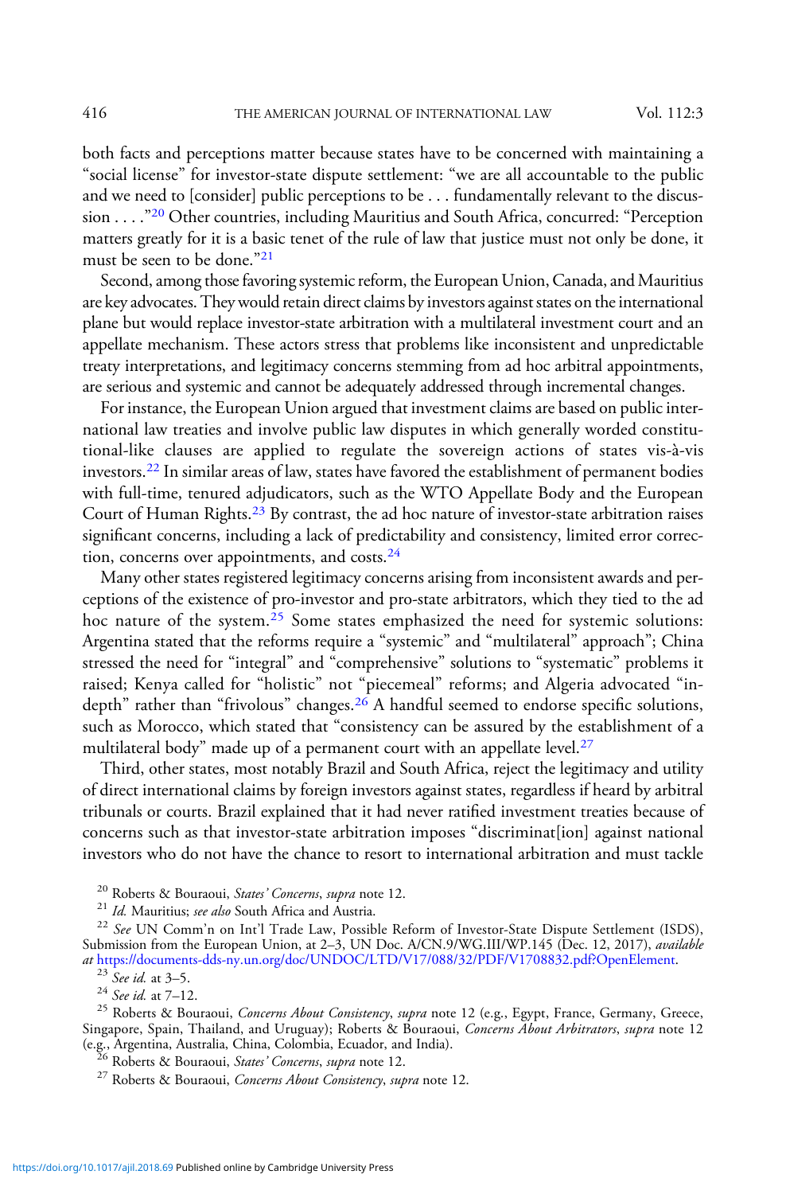both facts and perceptions matter because states have to be concerned with maintaining a "social license" for investor-state dispute settlement: "we are all accountable to the public and we need to [consider] public perceptions to be . . . fundamentally relevant to the discussion . . . ."[20] Other countries, including Mauritius and South Africa, concurred: "Perception matters greatly for it is a basic tenet of the rule of law that justice must not only be done, it must be seen to be done."[21]

Second, among those favoring systemic reform, the European Union, Canada, and Mauritius are key advocates. They would retain direct claims by investors against states on the international plane but would replace investor-state arbitration with a multilateral investment court and an appellate mechanism. These actors stress that problems like inconsistent and unpredictable treaty interpretations, and legitimacy concerns stemming from ad hoc arbitral appointments, are serious and systemic and cannot be adequately addressed through incremental changes.

For instance, the European Union argued that investment claims are based on public international law treaties and involve public law disputes in which generally worded constitutional-like clauses are applied to regulate the sovereign actions of states vis-à-vis investors.[22] In similar areas of law, states have favored the establishment of permanent bodies with full-time, tenured adjudicators, such as the WTO Appellate Body and the European Court of Human Rights.[23] By contrast, the ad hoc nature of investor-state arbitration raises significant concerns, including a lack of predictability and consistency, limited error correction, concerns over appointments, and costs.[24]

Many other states registered legitimacy concerns arising from inconsistent awards and perceptions of the existence of pro-investor and pro-state arbitrators, which they tied to the ad hoc nature of the system.[25] Some states emphasized the need for systemic solutions: Argentina stated that the reforms require a "systemic" and "multilateral" approach"; China stressed the need for "integral" and "comprehensive" solutions to "systematic" problems it raised; Kenya called for "holistic" not "piecemeal" reforms; and Algeria advocated "in-depth" rather than "frivolous" changes.[26] A handful seemed to endorse specific solutions, such as Morocco, which stated that "consistency can be assured by the establishment of a multilateral body" made up of a permanent court with an appellate level.[27]

Third, other states, most notably Brazil and South Africa, reject the legitimacy and utility of direct international claims by foreign investors against states, regardless if heard by arbitral tribunals or courts. Brazil explained that it had never ratified investment treaties because of concerns such as that investor-state arbitration imposes "discriminat[ion] against national investors who do not have the chance to resort to international arbitration and must tackle

[20] Roberts & Bouraoui, *States' Concerns*, *supra* note 12.

[21] *Id.* Mauritius; *see also* South Africa and Austria.

[22] *See* UN Comm'n on Int'l Trade Law, Possible Reform of Investor-State Dispute Settlement (ISDS), Submission from the European Union, at 2–3, UN Doc. A/CN.9/WG.III/WP.145 (Dec. 12, 2017), *available at* https://documents-dds-ny.un.org/doc/UNDOC/LTD/V17/088/32/PDF/V1708832.pdf?OpenElement.

[23] *See id.* at 3–5.

[24] *See id.* at 7–12.

[25] Roberts & Bouraoui, *Concerns About Consistency*, *supra* note 12 (e.g., Egypt, France, Germany, Greece, Singapore, Spain, Thailand, and Uruguay); Roberts & Bouraoui, *Concerns About Arbitrators*, *supra* note 12 (e.g., Argentina, Australia, China, Colombia, Ecuador, and India).

[26] Roberts & Bouraoui, *States' Concerns*, *supra* note 12.

[27] Roberts & Bouraoui, *Concerns About Consistency*, *supra* note 12.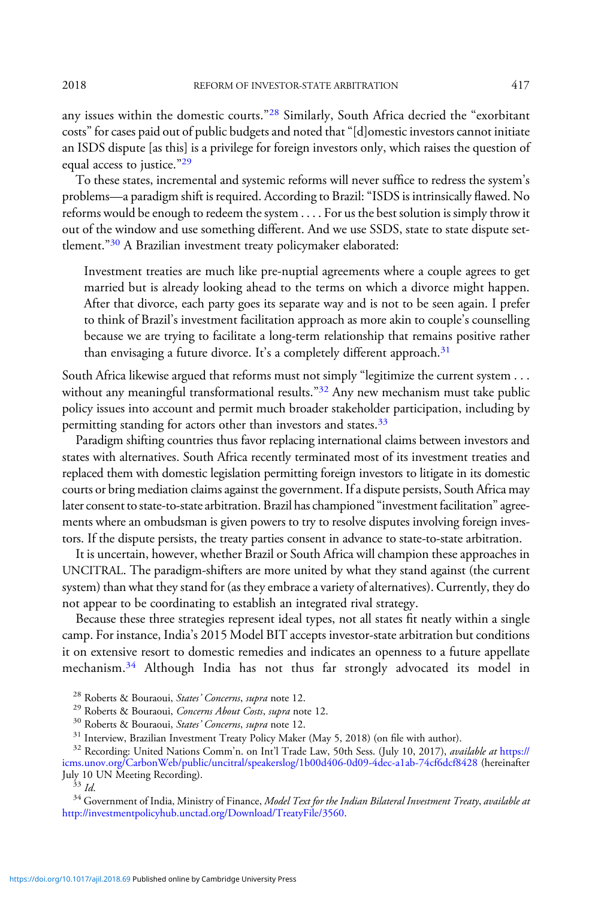any issues within the domestic courts."[28] Similarly, South Africa decried the "exorbitant costs" for cases paid out of public budgets and noted that "[d]omestic investors cannot initiate an ISDS dispute [as this] is a privilege for foreign investors only, which raises the question of equal access to justice."[29]

To these states, incremental and systemic reforms will never suffice to redress the system's problems—a paradigm shift is required. According to Brazil: "ISDS is intrinsically flawed. No reforms would be enough to redeem the system . . . . For us the best solution is simply throw it out of the window and use something different. And we use SSDS, state to state dispute settlement."[30] A Brazilian investment treaty policymaker elaborated:

> Investment treaties are much like pre-nuptial agreements where a couple agrees to get married but is already looking ahead to the terms on which a divorce might happen. After that divorce, each party goes its separate way and is not to be seen again. I prefer to think of Brazil's investment facilitation approach as more akin to couple's counselling because we are trying to facilitate a long-term relationship that remains positive rather than envisaging a future divorce. It's a completely different approach.[31]

South Africa likewise argued that reforms must not simply "legitimize the current system . . . without any meaningful transformational results."[32] Any new mechanism must take public policy issues into account and permit much broader stakeholder participation, including by permitting standing for actors other than investors and states.[33]

Paradigm shifting countries thus favor replacing international claims between investors and states with alternatives. South Africa recently terminated most of its investment treaties and replaced them with domestic legislation permitting foreign investors to litigate in its domestic courts or bring mediation claims against the government. If a dispute persists, South Africa may later consent to state-to-state arbitration. Brazil has championed "investment facilitation" agreements where an ombudsman is given powers to try to resolve disputes involving foreign investors. If the dispute persists, the treaty parties consent in advance to state-to-state arbitration.

It is uncertain, however, whether Brazil or South Africa will champion these approaches in UNCITRAL. The paradigm-shifters are more united by what they stand against (the current system) than what they stand for (as they embrace a variety of alternatives). Currently, they do not appear to be coordinating to establish an integrated rival strategy.

Because these three strategies represent ideal types, not all states fit neatly within a single camp. For instance, India's 2015 Model BIT accepts investor-state arbitration but conditions it on extensive resort to domestic remedies and indicates an openness to a future appellate mechanism.[34] Although India has not thus far strongly advocated its model in

---

[28] Roberts & Bouraoui, *States' Concerns*, *supra* note 12.

[29] Roberts & Bouraoui, *Concerns About Costs*, *supra* note 12.

[30] Roberts & Bouraoui, *States' Concerns*, *supra* note 12.

[31] Interview, Brazilian Investment Treaty Policy Maker (May 5, 2018) (on file with author).

[32] Recording: United Nations Comm'n. on Int'l Trade Law, 50th Sess. (July 10, 2017), *available at* https://icms.unov.org/CarbonWeb/public/uncitral/speakerslog/1b00d406-0d09-4dec-a1ab-74cf6dcf8428 (hereinafter July 10 UN Meeting Recording).

[33] *Id.*

[34] Government of India, Ministry of Finance, *Model Text for the Indian Bilateral Investment Treaty*, *available at* http://investmentpolicyhub.unctad.org/Download/TreatyFile/3560.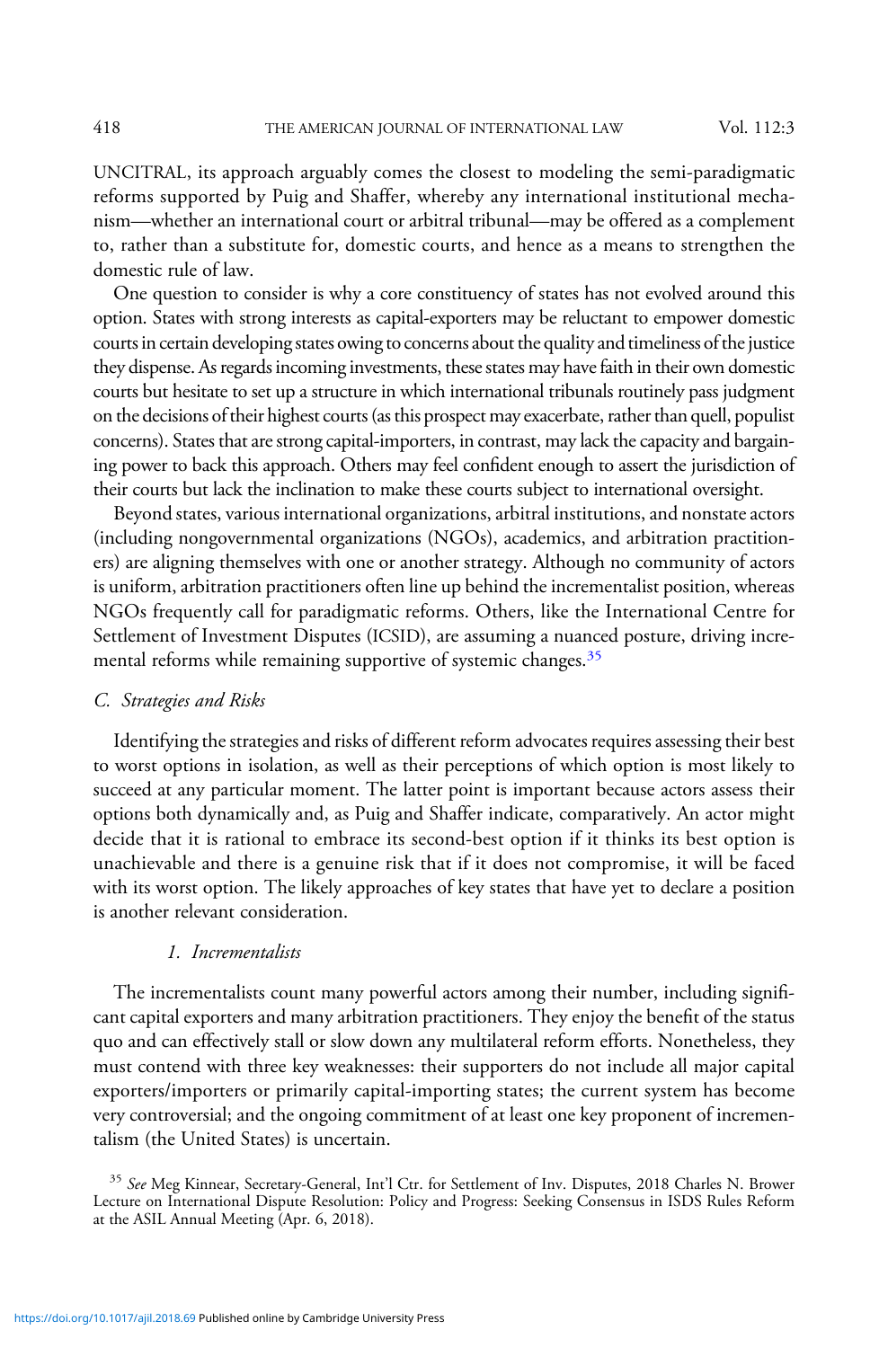UNCITRAL, its approach arguably comes the closest to modeling the semi-paradigmatic reforms supported by Puig and Shaffer, whereby any international institutional mechanism—whether an international court or arbitral tribunal—may be offered as a complement to, rather than a substitute for, domestic courts, and hence as a means to strengthen the domestic rule of law.

One question to consider is why a core constituency of states has not evolved around this option. States with strong interests as capital-exporters may be reluctant to empower domestic courts in certain developing states owing to concerns about the quality and timeliness of the justice they dispense. As regards incoming investments, these states may have faith in their own domestic courts but hesitate to set up a structure in which international tribunals routinely pass judgment on the decisions of their highest courts (as this prospect may exacerbate, rather than quell, populist concerns). States that are strong capital-importers, in contrast, may lack the capacity and bargaining power to back this approach. Others may feel confident enough to assert the jurisdiction of their courts but lack the inclination to make these courts subject to international oversight.

Beyond states, various international organizations, arbitral institutions, and nonstate actors (including nongovernmental organizations (NGOs), academics, and arbitration practitioners) are aligning themselves with one or another strategy. Although no community of actors is uniform, arbitration practitioners often line up behind the incrementalist position, whereas NGOs frequently call for paradigmatic reforms. Others, like the International Centre for Settlement of Investment Disputes (ICSID), are assuming a nuanced posture, driving incremental reforms while remaining supportive of systemic changes.[35]

### *C. Strategies and Risks*

Identifying the strategies and risks of different reform advocates requires assessing their best to worst options in isolation, as well as their perceptions of which option is most likely to succeed at any particular moment. The latter point is important because actors assess their options both dynamically and, as Puig and Shaffer indicate, comparatively. An actor might decide that it is rational to embrace its second-best option if it thinks its best option is unachievable and there is a genuine risk that if it does not compromise, it will be faced with its worst option. The likely approaches of key states that have yet to declare a position is another relevant consideration.

#### *1. Incrementalists*

The incrementalists count many powerful actors among their number, including significant capital exporters and many arbitration practitioners. They enjoy the benefit of the status quo and can effectively stall or slow down any multilateral reform efforts. Nonetheless, they must contend with three key weaknesses: their supporters do not include all major capital exporters/importers or primarily capital-importing states; the current system has become very controversial; and the ongoing commitment of at least one key proponent of incrementalism (the United States) is uncertain.

[35] *See* Meg Kinnear, Secretary-General, Int'l Ctr. for Settlement of Inv. Disputes, 2018 Charles N. Brower Lecture on International Dispute Resolution: Policy and Progress: Seeking Consensus in ISDS Rules Reform at the ASIL Annual Meeting (Apr. 6, 2018).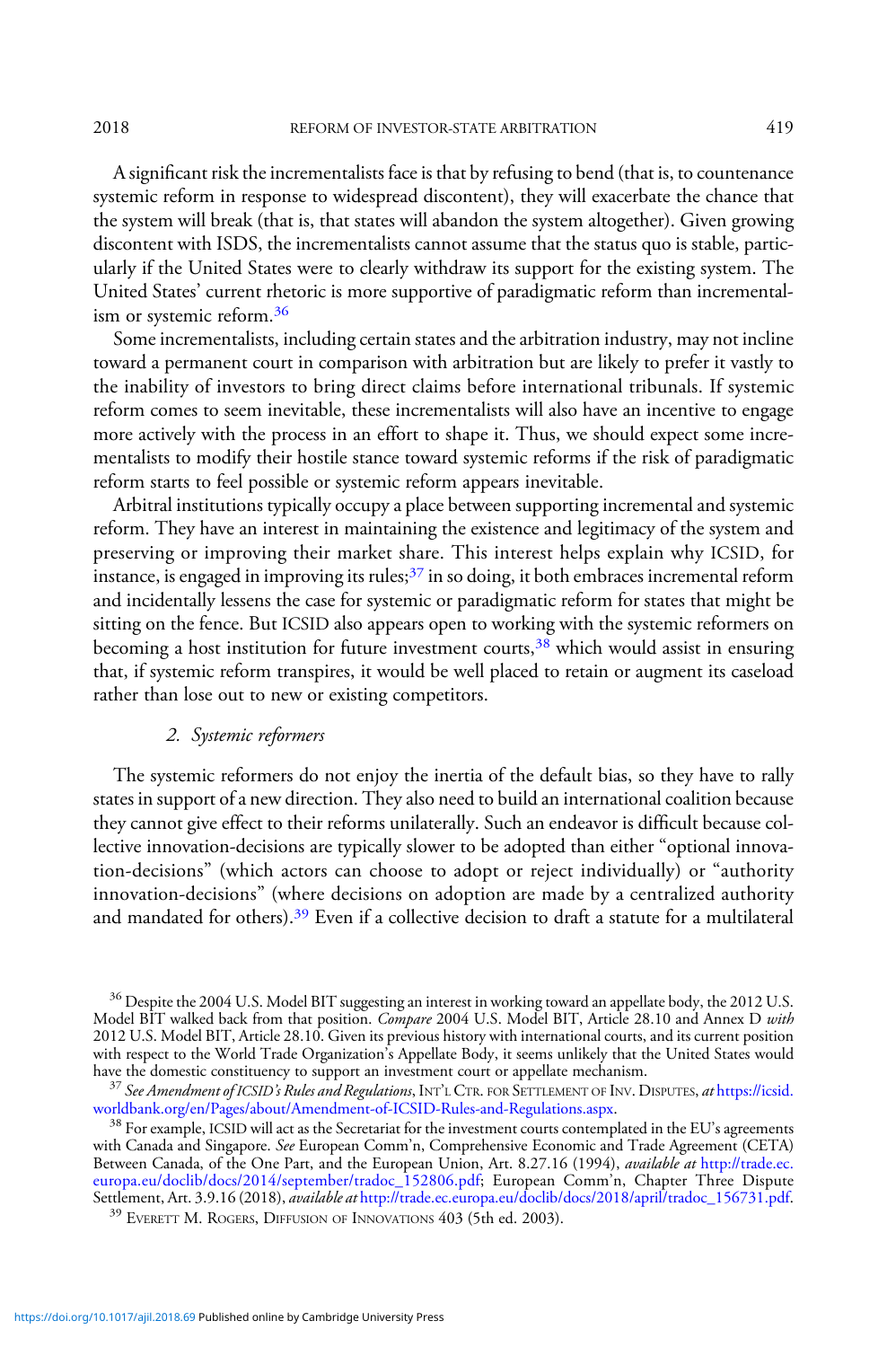A significant risk the incrementalists face is that by refusing to bend (that is, to countenance systemic reform in response to widespread discontent), they will exacerbate the chance that the system will break (that is, that states will abandon the system altogether). Given growing discontent with ISDS, the incrementalists cannot assume that the status quo is stable, particularly if the United States were to clearly withdraw its support for the existing system. The United States' current rhetoric is more supportive of paradigmatic reform than incrementalism or systemic reform.[36]

Some incrementalists, including certain states and the arbitration industry, may not incline toward a permanent court in comparison with arbitration but are likely to prefer it vastly to the inability of investors to bring direct claims before international tribunals. If systemic reform comes to seem inevitable, these incrementalists will also have an incentive to engage more actively with the process in an effort to shape it. Thus, we should expect some incrementalists to modify their hostile stance toward systemic reforms if the risk of paradigmatic reform starts to feel possible or systemic reform appears inevitable.

Arbitral institutions typically occupy a place between supporting incremental and systemic reform. They have an interest in maintaining the existence and legitimacy of the system and preserving or improving their market share. This interest helps explain why ICSID, for instance, is engaged in improving its rules;[37] in so doing, it both embraces incremental reform and incidentally lessens the case for systemic or paradigmatic reform for states that might be sitting on the fence. But ICSID also appears open to working with the systemic reformers on becoming a host institution for future investment courts,[38] which would assist in ensuring that, if systemic reform transpires, it would be well placed to retain or augment its caseload rather than lose out to new or existing competitors.

### 2. *Systemic reformers*

The systemic reformers do not enjoy the inertia of the default bias, so they have to rally states in support of a new direction. They also need to build an international coalition because they cannot give effect to their reforms unilaterally. Such an endeavor is difficult because collective innovation-decisions are typically slower to be adopted than either "optional innovation-decisions" (which actors can choose to adopt or reject individually) or "authority innovation-decisions" (where decisions on adoption are made by a centralized authority and mandated for others).[39] Even if a collective decision to draft a statute for a multilateral

---

[36] Despite the 2004 U.S. Model BIT suggesting an interest in working toward an appellate body, the 2012 U.S. Model BIT walked back from that position. *Compare* 2004 U.S. Model BIT, Article 28.10 and Annex D *with* 2012 U.S. Model BIT, Article 28.10. Given its previous history with international courts, and its current position with respect to the World Trade Organization's Appellate Body, it seems unlikely that the United States would have the domestic constituency to support an investment court or appellate mechanism.

[37] *See Amendment of ICSID's Rules and Regulations*, INT'L CTR. FOR SETTLEMENT OF INV. DISPUTES, *at* https://icsid.worldbank.org/en/Pages/about/Amendment-of-ICSID-Rules-and-Regulations.aspx.

[38] For example, ICSID will act as the Secretariat for the investment courts contemplated in the EU's agreements with Canada and Singapore. *See* European Comm'n, Comprehensive Economic and Trade Agreement (CETA) Between Canada, of the One Part, and the European Union, Art. 8.27.16 (1994), *available at* http://trade.ec.europa.eu/doclib/docs/2014/september/tradoc_152806.pdf; European Comm'n, Chapter Three Dispute Settlement, Art. 3.9.16 (2018), *available at* http://trade.ec.europa.eu/doclib/docs/2018/april/tradoc_156731.pdf.

[39] EVERETT M. ROGERS, DIFFUSION OF INNOVATIONS 403 (5th ed. 2003).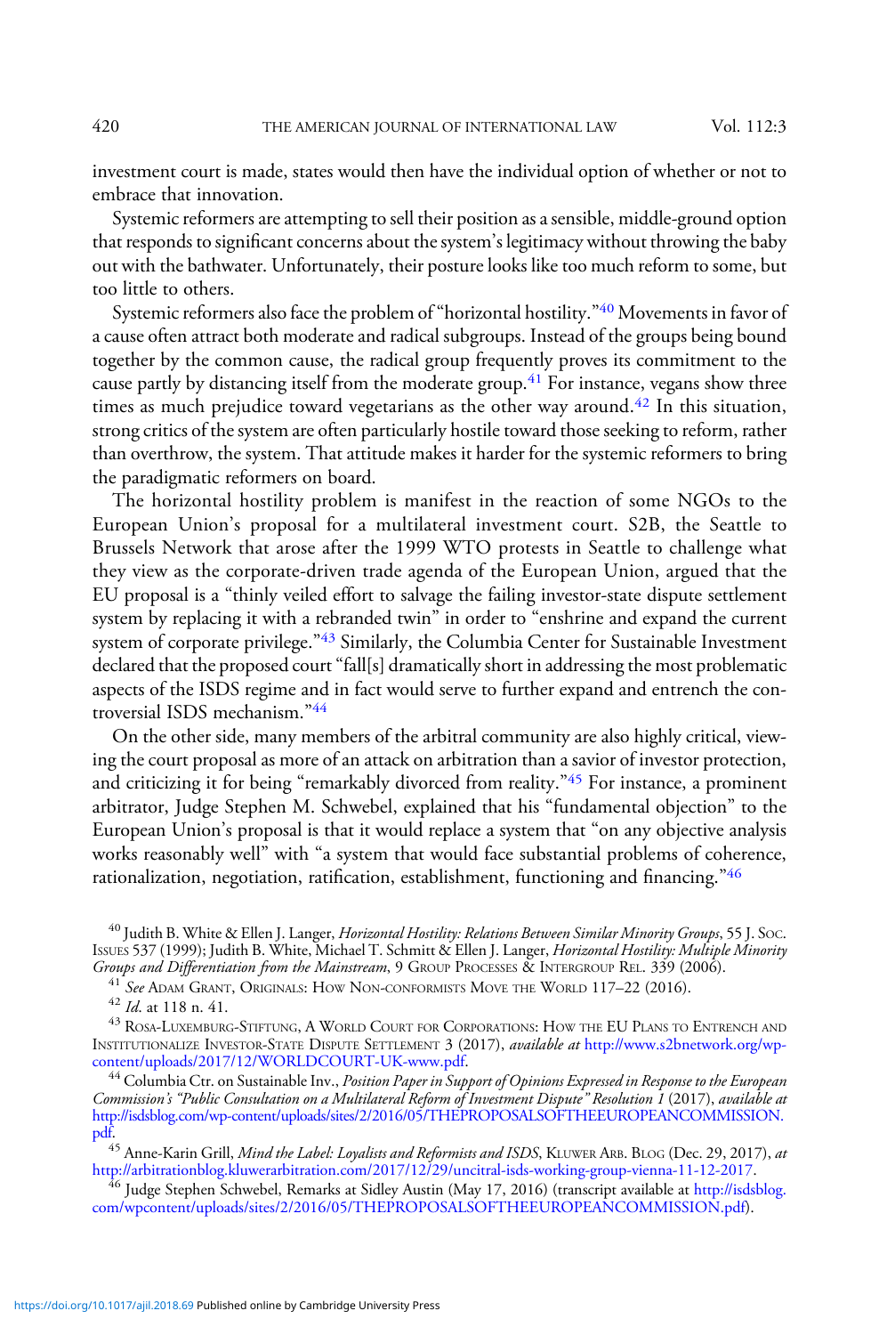investment court is made, states would then have the individual option of whether or not to embrace that innovation.

Systemic reformers are attempting to sell their position as a sensible, middle-ground option that responds to significant concerns about the system's legitimacy without throwing the baby out with the bathwater. Unfortunately, their posture looks like too much reform to some, but too little to others.

Systemic reformers also face the problem of "horizontal hostility."[40] Movements in favor of a cause often attract both moderate and radical subgroups. Instead of the groups being bound together by the common cause, the radical group frequently proves its commitment to the cause partly by distancing itself from the moderate group.[41] For instance, vegans show three times as much prejudice toward vegetarians as the other way around.[42] In this situation, strong critics of the system are often particularly hostile toward those seeking to reform, rather than overthrow, the system. That attitude makes it harder for the systemic reformers to bring the paradigmatic reformers on board.

The horizontal hostility problem is manifest in the reaction of some NGOs to the European Union's proposal for a multilateral investment court. S2B, the Seattle to Brussels Network that arose after the 1999 WTO protests in Seattle to challenge what they view as the corporate-driven trade agenda of the European Union, argued that the EU proposal is a "thinly veiled effort to salvage the failing investor-state dispute settlement system by replacing it with a rebranded twin" in order to "enshrine and expand the current system of corporate privilege."[43] Similarly, the Columbia Center for Sustainable Investment declared that the proposed court "fall[s] dramatically short in addressing the most problematic aspects of the ISDS regime and in fact would serve to further expand and entrench the controversial ISDS mechanism."[44]

On the other side, many members of the arbitral community are also highly critical, viewing the court proposal as more of an attack on arbitration than a savior of investor protection, and criticizing it for being "remarkably divorced from reality."[45] For instance, a prominent arbitrator, Judge Stephen M. Schwebel, explained that his "fundamental objection" to the European Union's proposal is that it would replace a system that "on any objective analysis works reasonably well" with "a system that would face substantial problems of coherence, rationalization, negotiation, ratification, establishment, functioning and financing."[46]

---

[40] Judith B. White & Ellen J. Langer, *Horizontal Hostility: Relations Between Similar Minority Groups*, 55 J. Soc. Issues 537 (1999); Judith B. White, Michael T. Schmitt & Ellen J. Langer, *Horizontal Hostility: Multiple Minority Groups and Differentiation from the Mainstream*, 9 Group Processes & Intergroup Rel. 339 (2006).

[41] *See* Adam Grant, Originals: How Non-conformists Move the World 117–22 (2016).

[42] *Id.* at 118 n. 41.

[43] Rosa-Luxemburg-Stiftung, A World Court for Corporations: How the EU Plans to Entrench and Institutionalize Investor-State Dispute Settlement 3 (2017), *available at* http://www.s2bnetwork.org/wp-content/uploads/2017/12/WORLDCOURT-UK-www.pdf.

[44] Columbia Ctr. on Sustainable Inv., *Position Paper in Support of Opinions Expressed in Response to the European Commission's "Public Consultation on a Multilateral Reform of Investment Dispute" Resolution 1* (2017), *available at* http://isdsblog.com/wp-content/uploads/sites/2/2016/05/THEPROPOSALSOFTHEEUROPEANCOMMISSION.pdf.

[45] Anne-Karin Grill, *Mind the Label: Loyalists and Reformists and ISDS*, Kluwer Arb. Blog (Dec. 29, 2017), *at* http://arbitrationblog.kluwerarbitration.com/2017/12/29/uncitral-isds-working-group-vienna-11-12-2017.

[46] Judge Stephen Schwebel, Remarks at Sidley Austin (May 17, 2016) (transcript available at http://isdsblog.com/wpcontent/uploads/sites/2/2016/05/THEPROPOSALSOFTHEEUROPEANCOMMISSION.pdf).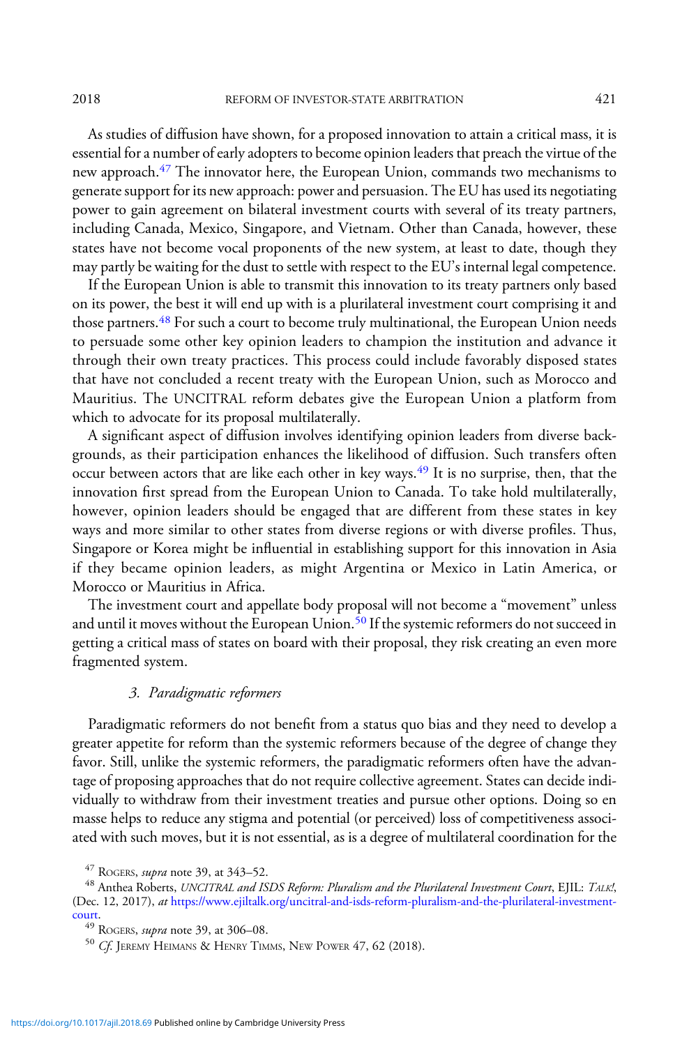As studies of diffusion have shown, for a proposed innovation to attain a critical mass, it is essential for a number of early adopters to become opinion leaders that preach the virtue of the new approach.[47] The innovator here, the European Union, commands two mechanisms to generate support for its new approach: power and persuasion. The EU has used its negotiating power to gain agreement on bilateral investment courts with several of its treaty partners, including Canada, Mexico, Singapore, and Vietnam. Other than Canada, however, these states have not become vocal proponents of the new system, at least to date, though they may partly be waiting for the dust to settle with respect to the EU's internal legal competence.

If the European Union is able to transmit this innovation to its treaty partners only based on its power, the best it will end up with is a plurilateral investment court comprising it and those partners.[48] For such a court to become truly multinational, the European Union needs to persuade some other key opinion leaders to champion the institution and advance it through their own treaty practices. This process could include favorably disposed states that have not concluded a recent treaty with the European Union, such as Morocco and Mauritius. The UNCITRAL reform debates give the European Union a platform from which to advocate for its proposal multilaterally.

A significant aspect of diffusion involves identifying opinion leaders from diverse backgrounds, as their participation enhances the likelihood of diffusion. Such transfers often occur between actors that are like each other in key ways.[49] It is no surprise, then, that the innovation first spread from the European Union to Canada. To take hold multilaterally, however, opinion leaders should be engaged that are different from these states in key ways and more similar to other states from diverse regions or with diverse profiles. Thus, Singapore or Korea might be influential in establishing support for this innovation in Asia if they became opinion leaders, as might Argentina or Mexico in Latin America, or Morocco or Mauritius in Africa.

The investment court and appellate body proposal will not become a "movement" unless and until it moves without the European Union.[50] If the systemic reformers do not succeed in getting a critical mass of states on board with their proposal, they risk creating an even more fragmented system.

### 3. *Paradigmatic reformers*

Paradigmatic reformers do not benefit from a status quo bias and they need to develop a greater appetite for reform than the systemic reformers because of the degree of change they favor. Still, unlike the systemic reformers, the paradigmatic reformers often have the advantage of proposing approaches that do not require collective agreement. States can decide individually to withdraw from their investment treaties and pursue other options. Doing so en masse helps to reduce any stigma and potential (or perceived) loss of competitiveness associated with such moves, but it is not essential, as is a degree of multilateral coordination for the

---

[47] Rogers, *supra* note 39, at 343–52.

[48] Anthea Roberts, *UNCITRAL and ISDS Reform: Pluralism and the Plurilateral Investment Court*, EJIL: Talk!, (Dec. 12, 2017), *at* https://www.ejiltalk.org/uncitral-and-isds-reform-pluralism-and-the-plurilateral-investment-court.

[49] Rogers, *supra* note 39, at 306–08.

[50] *Cf.* Jeremy Heimans & Henry Timms, New Power 47, 62 (2018).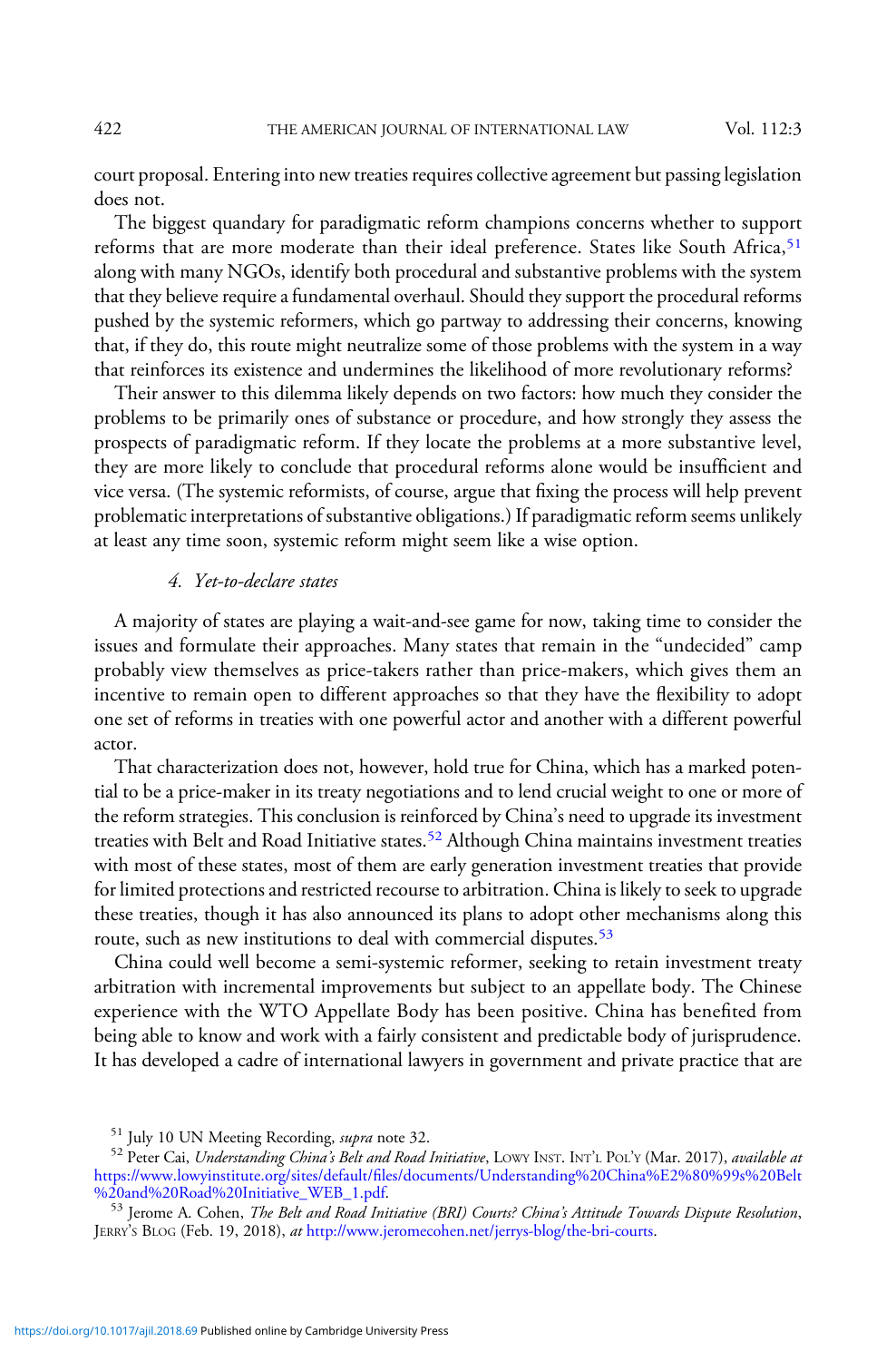court proposal. Entering into new treaties requires collective agreement but passing legislation does not.

The biggest quandary for paradigmatic reform champions concerns whether to support reforms that are more moderate than their ideal preference. States like South Africa,[51] along with many NGOs, identify both procedural and substantive problems with the system that they believe require a fundamental overhaul. Should they support the procedural reforms pushed by the systemic reformers, which go partway to addressing their concerns, knowing that, if they do, this route might neutralize some of those problems with the system in a way that reinforces its existence and undermines the likelihood of more revolutionary reforms?

Their answer to this dilemma likely depends on two factors: how much they consider the problems to be primarily ones of substance or procedure, and how strongly they assess the prospects of paradigmatic reform. If they locate the problems at a more substantive level, they are more likely to conclude that procedural reforms alone would be insufficient and vice versa. (The systemic reformists, of course, argue that fixing the process will help prevent problematic interpretations of substantive obligations.) If paradigmatic reform seems unlikely at least any time soon, systemic reform might seem like a wise option.

#### *4. Yet-to-declare states*

A majority of states are playing a wait-and-see game for now, taking time to consider the issues and formulate their approaches. Many states that remain in the "undecided" camp probably view themselves as price-takers rather than price-makers, which gives them an incentive to remain open to different approaches so that they have the flexibility to adopt one set of reforms in treaties with one powerful actor and another with a different powerful actor.

That characterization does not, however, hold true for China, which has a marked potential to be a price-maker in its treaty negotiations and to lend crucial weight to one or more of the reform strategies. This conclusion is reinforced by China's need to upgrade its investment treaties with Belt and Road Initiative states.[52] Although China maintains investment treaties with most of these states, most of them are early generation investment treaties that provide for limited protections and restricted recourse to arbitration. China is likely to seek to upgrade these treaties, though it has also announced its plans to adopt other mechanisms along this route, such as new institutions to deal with commercial disputes.[53]

China could well become a semi-systemic reformer, seeking to retain investment treaty arbitration with incremental improvements but subject to an appellate body. The Chinese experience with the WTO Appellate Body has been positive. China has benefited from being able to know and work with a fairly consistent and predictable body of jurisprudence. It has developed a cadre of international lawyers in government and private practice that are

---

[51] July 10 UN Meeting Recording, *supra* note 32.

[52] Peter Cai, *Understanding China's Belt and Road Initiative*, Lowy Inst. Int'l Pol'y (Mar. 2017), *available at* https://www.lowyinstitute.org/sites/default/files/documents/Understanding%20China%E2%80%99s%20Belt%20and%20Road%20Initiative_WEB_1.pdf.

[53] Jerome A. Cohen, *The Belt and Road Initiative (BRI) Courts? China's Attitude Towards Dispute Resolution*, Jerry's Blog (Feb. 19, 2018), *at* http://www.jeromecohen.net/jerrys-blog/the-bri-courts.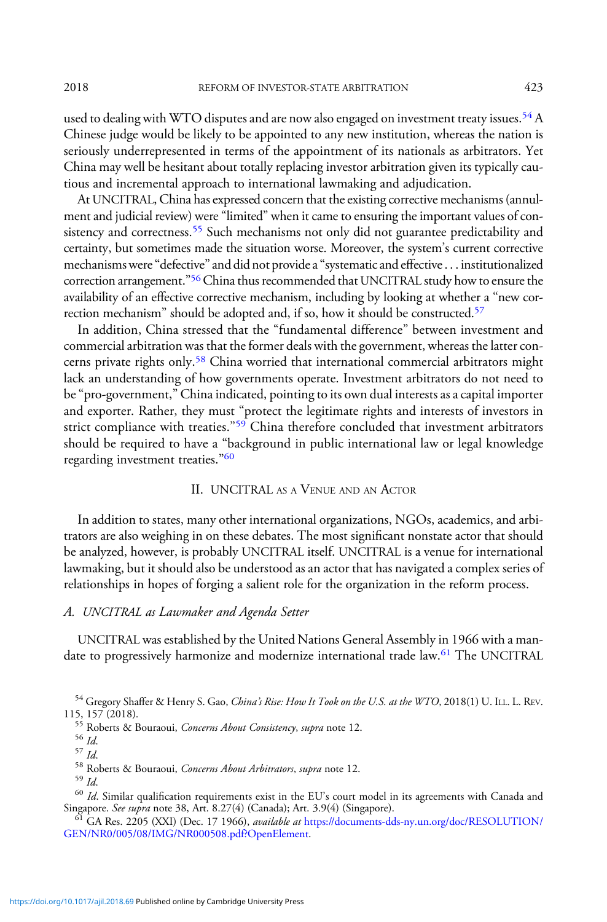used to dealing with WTO disputes and are now also engaged on investment treaty issues.[54] A Chinese judge would be likely to be appointed to any new institution, whereas the nation is seriously underrepresented in terms of the appointment of its nationals as arbitrators. Yet China may well be hesitant about totally replacing investor arbitration given its typically cautious and incremental approach to international lawmaking and adjudication.

At UNCITRAL, China has expressed concern that the existing corrective mechanisms (annulment and judicial review) were "limited" when it came to ensuring the important values of consistency and correctness.[55] Such mechanisms not only did not guarantee predictability and certainty, but sometimes made the situation worse. Moreover, the system's current corrective mechanisms were "defective" and did not provide a "systematic and effective . . . institutionalized correction arrangement."[56] China thus recommended that UNCITRAL study how to ensure the availability of an effective corrective mechanism, including by looking at whether a "new correction mechanism" should be adopted and, if so, how it should be constructed.[57]

In addition, China stressed that the "fundamental difference" between investment and commercial arbitration was that the former deals with the government, whereas the latter concerns private rights only.[58] China worried that international commercial arbitrators might lack an understanding of how governments operate. Investment arbitrators do not need to be "pro-government," China indicated, pointing to its own dual interests as a capital importer and exporter. Rather, they must "protect the legitimate rights and interests of investors in strict compliance with treaties."[59] China therefore concluded that investment arbitrators should be required to have a "background in public international law or legal knowledge regarding investment treaties."[60]

## II. UNCITRAL as a Venue and an Actor

In addition to states, many other international organizations, NGOs, academics, and arbitrators are also weighing in on these debates. The most significant nonstate actor that should be analyzed, however, is probably UNCITRAL itself. UNCITRAL is a venue for international lawmaking, but it should also be understood as an actor that has navigated a complex series of relationships in hopes of forging a salient role for the organization in the reform process.

### A. *UNCITRAL as Lawmaker and Agenda Setter*

UNCITRAL was established by the United Nations General Assembly in 1966 with a mandate to progressively harmonize and modernize international trade law.[61] The UNCITRAL

---

[54] Gregory Shaffer & Henry S. Gao, *China's Rise: How It Took on the U.S. at the WTO*, 2018(1) U. Ill. L. Rev. 115, 157 (2018).

[55] Roberts & Bouraoui, *Concerns About Consistency*, *supra* note 12.

[56] *Id.*

[57] *Id.*

[58] Roberts & Bouraoui, *Concerns About Arbitrators*, *supra* note 12.

[59] *Id.*

[60] *Id.* Similar qualification requirements exist in the EU's court model in its agreements with Canada and Singapore. *See supra* note 38, Art. 8.27(4) (Canada); Art. 3.9(4) (Singapore).

[61] GA Res. 2205 (XXI) (Dec. 17 1966), *available at* https://documents-dds-ny.un.org/doc/RESOLUTION/GEN/NR0/005/08/IMG/NR000508.pdf?OpenElement.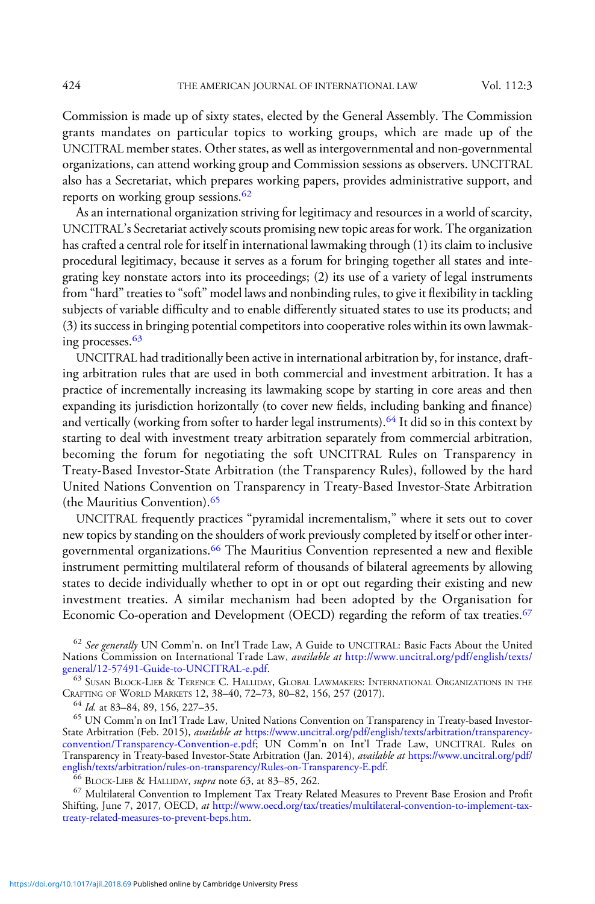Commission is made up of sixty states, elected by the General Assembly. The Commission grants mandates on particular topics to working groups, which are made up of the UNCITRAL member states. Other states, as well as intergovernmental and non-governmental organizations, can attend working group and Commission sessions as observers. UNCITRAL also has a Secretariat, which prepares working papers, provides administrative support, and reports on working group sessions.[62]

As an international organization striving for legitimacy and resources in a world of scarcity, UNCITRAL's Secretariat actively scouts promising new topic areas for work. The organization has crafted a central role for itself in international lawmaking through (1) its claim to inclusive procedural legitimacy, because it serves as a forum for bringing together all states and integrating key nonstate actors into its proceedings; (2) its use of a variety of legal instruments from "hard" treaties to "soft" model laws and nonbinding rules, to give it flexibility in tackling subjects of variable difficulty and to enable differently situated states to use its products; and (3) its success in bringing potential competitors into cooperative roles within its own lawmaking processes.[63]

UNCITRAL had traditionally been active in international arbitration by, for instance, drafting arbitration rules that are used in both commercial and investment arbitration. It has a practice of incrementally increasing its lawmaking scope by starting in core areas and then expanding its jurisdiction horizontally (to cover new fields, including banking and finance) and vertically (working from softer to harder legal instruments).[64] It did so in this context by starting to deal with investment treaty arbitration separately from commercial arbitration, becoming the forum for negotiating the soft UNCITRAL Rules on Transparency in Treaty-Based Investor-State Arbitration (the Transparency Rules), followed by the hard United Nations Convention on Transparency in Treaty-Based Investor-State Arbitration (the Mauritius Convention).[65]

UNCITRAL frequently practices "pyramidal incrementalism," where it sets out to cover new topics by standing on the shoulders of work previously completed by itself or other intergovernmental organizations.[66] The Mauritius Convention represented a new and flexible instrument permitting multilateral reform of thousands of bilateral agreements by allowing states to decide individually whether to opt in or opt out regarding their existing and new investment treaties. A similar mechanism had been adopted by the Organisation for Economic Co-operation and Development (OECD) regarding the reform of tax treaties.[67]

---

[62] *See generally* UN Comm'n. on Int'l Trade Law, A Guide to UNCITRAL: Basic Facts About the United Nations Commission on International Trade Law, *available at* http://www.uncitral.org/pdf/english/texts/general/12-57491-Guide-to-UNCITRAL-e.pdf.

[63] Susan Block-Lieb & Terence C. Halliday, Global Lawmakers: International Organizations in the Crafting of World Markets 12, 38–40, 72–73, 80–82, 156, 257 (2017).

[64] *Id.* at 83–84, 89, 156, 227–35.

[65] UN Comm'n on Int'l Trade Law, United Nations Convention on Transparency in Treaty-based Investor-State Arbitration (Feb. 2015), *available at* https://www.uncitral.org/pdf/english/texts/arbitration/transparency-convention/Transparency-Convention-e.pdf; UN Comm'n on Int'l Trade Law, UNCITRAL Rules on Transparency in Treaty-based Investor-State Arbitration (Jan. 2014), *available at* https://www.uncitral.org/pdf/english/texts/arbitration/rules-on-transparency/Rules-on-Transparency-E.pdf.

[66] Block-Lieb & Halliday, *supra* note 63, at 83–85, 262.

[67] Multilateral Convention to Implement Tax Treaty Related Measures to Prevent Base Erosion and Profit Shifting, June 7, 2017, OECD, *at* http://www.oecd.org/tax/treaties/multilateral-convention-to-implement-tax-treaty-related-measures-to-prevent-beps.htm.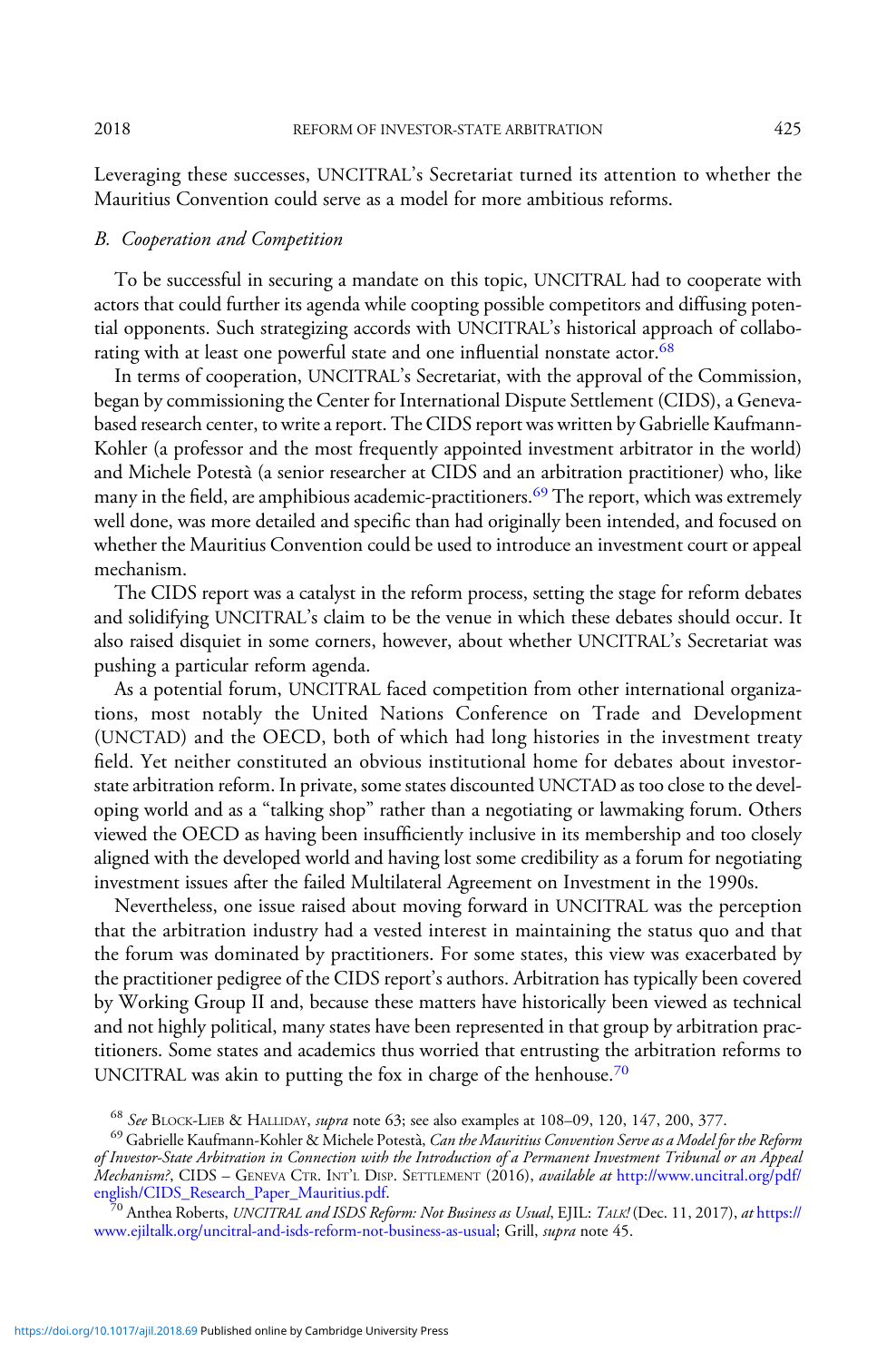Leveraging these successes, UNCITRAL's Secretariat turned its attention to whether the Mauritius Convention could serve as a model for more ambitious reforms.

### *B. Cooperation and Competition*

To be successful in securing a mandate on this topic, UNCITRAL had to cooperate with actors that could further its agenda while coopting possible competitors and diffusing potential opponents. Such strategizing accords with UNCITRAL's historical approach of collaborating with at least one powerful state and one influential nonstate actor.[68]

In terms of cooperation, UNCITRAL's Secretariat, with the approval of the Commission, began by commissioning the Center for International Dispute Settlement (CIDS), a Geneva-based research center, to write a report. The CIDS report was written by Gabrielle Kaufmann-Kohler (a professor and the most frequently appointed investment arbitrator in the world) and Michele Potestà (a senior researcher at CIDS and an arbitration practitioner) who, like many in the field, are amphibious academic-practitioners.[69] The report, which was extremely well done, was more detailed and specific than had originally been intended, and focused on whether the Mauritius Convention could be used to introduce an investment court or appeal mechanism.

The CIDS report was a catalyst in the reform process, setting the stage for reform debates and solidifying UNCITRAL's claim to be the venue in which these debates should occur. It also raised disquiet in some corners, however, about whether UNCITRAL's Secretariat was pushing a particular reform agenda.

As a potential forum, UNCITRAL faced competition from other international organizations, most notably the United Nations Conference on Trade and Development (UNCTAD) and the OECD, both of which had long histories in the investment treaty field. Yet neither constituted an obvious institutional home for debates about investor-state arbitration reform. In private, some states discounted UNCTAD as too close to the developing world and as a "talking shop" rather than a negotiating or lawmaking forum. Others viewed the OECD as having been insufficiently inclusive in its membership and too closely aligned with the developed world and having lost some credibility as a forum for negotiating investment issues after the failed Multilateral Agreement on Investment in the 1990s.

Nevertheless, one issue raised about moving forward in UNCITRAL was the perception that the arbitration industry had a vested interest in maintaining the status quo and that the forum was dominated by practitioners. For some states, this view was exacerbated by the practitioner pedigree of the CIDS report's authors. Arbitration has typically been covered by Working Group II and, because these matters have historically been viewed as technical and not highly political, many states have been represented in that group by arbitration practitioners. Some states and academics thus worried that entrusting the arbitration reforms to UNCITRAL was akin to putting the fox in charge of the henhouse.[70]

---

[68] *See* Block-Lieb & Halliday, *supra* note 63; see also examples at 108–09, 120, 147, 200, 377.

[69] Gabrielle Kaufmann-Kohler & Michele Potestà, *Can the Mauritius Convention Serve as a Model for the Reform of Investor-State Arbitration in Connection with the Introduction of a Permanent Investment Tribunal or an Appeal Mechanism?*, CIDS – Geneva Ctr. Int'l Disp. Settlement (2016), *available at* http://www.uncitral.org/pdf/english/CIDS_Research_Paper_Mauritius.pdf.

[70] Anthea Roberts, *UNCITRAL and ISDS Reform: Not Business as Usual*, EJIL: *Talk!* (Dec. 11, 2017), *at* https://www.ejiltalk.org/uncitral-and-isds-reform-not-business-as-usual; Grill, *supra* note 45.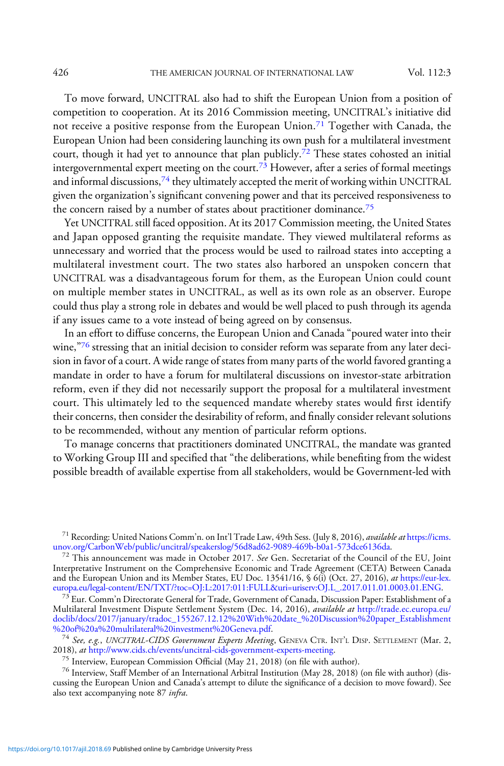To move forward, UNCITRAL also had to shift the European Union from a position of competition to cooperation. At its 2016 Commission meeting, UNCITRAL's initiative did not receive a positive response from the European Union.[71] Together with Canada, the European Union had been considering launching its own push for a multilateral investment court, though it had yet to announce that plan publicly.[72] These states cohosted an initial intergovernmental expert meeting on the court.[73] However, after a series of formal meetings and informal discussions,[74] they ultimately accepted the merit of working within UNCITRAL given the organization's significant convening power and that its perceived responsiveness to the concern raised by a number of states about practitioner dominance.[75]

Yet UNCITRAL still faced opposition. At its 2017 Commission meeting, the United States and Japan opposed granting the requisite mandate. They viewed multilateral reforms as unnecessary and worried that the process would be used to railroad states into accepting a multilateral investment court. The two states also harbored an unspoken concern that UNCITRAL was a disadvantageous forum for them, as the European Union could count on multiple member states in UNCITRAL, as well as its own role as an observer. Europe could thus play a strong role in debates and would be well placed to push through its agenda if any issues came to a vote instead of being agreed on by consensus.

In an effort to diffuse concerns, the European Union and Canada "poured water into their wine,"[76] stressing that an initial decision to consider reform was separate from any later decision in favor of a court. A wide range of states from many parts of the world favored granting a mandate in order to have a forum for multilateral discussions on investor-state arbitration reform, even if they did not necessarily support the proposal for a multilateral investment court. This ultimately led to the sequenced mandate whereby states would first identify their concerns, then consider the desirability of reform, and finally consider relevant solutions to be recommended, without any mention of particular reform options.

To manage concerns that practitioners dominated UNCITRAL, the mandate was granted to Working Group III and specified that "the deliberations, while benefiting from the widest possible breadth of available expertise from all stakeholders, would be Government-led with

---

[71] Recording: United Nations Comm'n. on Int'l Trade Law, 49th Sess. (July 8, 2016), *available at* https://icms.unov.org/CarbonWeb/public/uncitral/speakerslog/56d8ad62-9089-469b-b0a1-573dce6136da.

[72] This announcement was made in October 2017. *See* Gen. Secretariat of the Council of the EU, Joint Interpretative Instrument on the Comprehensive Economic and Trade Agreement (CETA) Between Canada and the European Union and its Member States, EU Doc. 13541/16, § 6(i) (Oct. 27, 2016), *at* https://eur-lex.europa.eu/legal-content/EN/TXT/?toc=OJ:L:2017:011:FULL&uri=uriserv:OJ.L_.2017.011.01.0003.01.ENG.

[73] Eur. Comm'n Directorate General for Trade, Government of Canada, Discussion Paper: Establishment of a Multilateral Investment Dispute Settlement System (Dec. 14, 2016), *available at* http://trade.ec.europa.eu/doclib/docs/2017/january/tradoc_155267.12.12%20With%20date_%20Discussion%20paper_Establishment%20of%20a%20multilateral%20investment%20Geneva.pdf.

[74] *See, e.g.*, *UNCITRAL-CIDS Government Experts Meeting*, Geneva Ctr. Int'l Disp. Settlement (Mar. 2, 2018), *at* http://www.cids.ch/events/uncitral-cids-government-experts-meeting.

[75] Interview, European Commission Official (May 21, 2018) (on file with author).

[76] Interview, Staff Member of an International Arbitral Institution (May 28, 2018) (on file with author) (discussing the European Union and Canada's attempt to dilute the significance of a decision to move foward). See also text accompanying note 87 *infra*.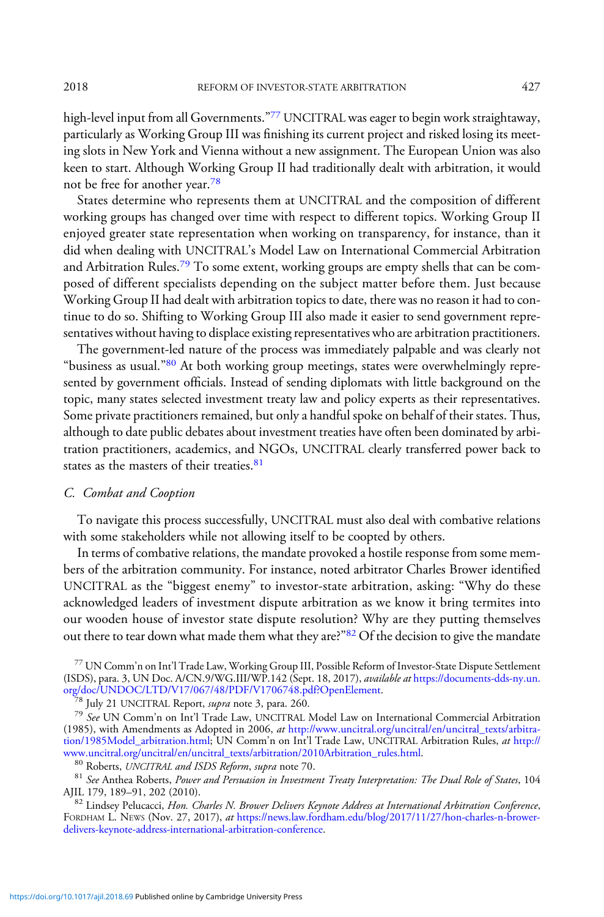high-level input from all Governments."[77] UNCITRAL was eager to begin work straightaway, particularly as Working Group III was finishing its current project and risked losing its meeting slots in New York and Vienna without a new assignment. The European Union was also keen to start. Although Working Group II had traditionally dealt with arbitration, it would not be free for another year.[78]

States determine who represents them at UNCITRAL and the composition of different working groups has changed over time with respect to different topics. Working Group II enjoyed greater state representation when working on transparency, for instance, than it did when dealing with UNCITRAL's Model Law on International Commercial Arbitration and Arbitration Rules.[79] To some extent, working groups are empty shells that can be composed of different specialists depending on the subject matter before them. Just because Working Group II had dealt with arbitration topics to date, there was no reason it had to continue to do so. Shifting to Working Group III also made it easier to send government representatives without having to displace existing representatives who are arbitration practitioners.

The government-led nature of the process was immediately palpable and was clearly not "business as usual."[80] At both working group meetings, states were overwhelmingly represented by government officials. Instead of sending diplomats with little background on the topic, many states selected investment treaty law and policy experts as their representatives. Some private practitioners remained, but only a handful spoke on behalf of their states. Thus, although to date public debates about investment treaties have often been dominated by arbitration practitioners, academics, and NGOs, UNCITRAL clearly transferred power back to states as the masters of their treaties.[81]

### *C. Combat and Cooption*

To navigate this process successfully, UNCITRAL must also deal with combative relations with some stakeholders while not allowing itself to be coopted by others.

In terms of combative relations, the mandate provoked a hostile response from some members of the arbitration community. For instance, noted arbitrator Charles Brower identified UNCITRAL as the "biggest enemy" to investor-state arbitration, asking: "Why do these acknowledged leaders of investment dispute arbitration as we know it bring termites into our wooden house of investor state dispute resolution? Why are they putting themselves out there to tear down what made them what they are?"[82] Of the decision to give the mandate

---

[77] UN Comm'n on Int'l Trade Law, Working Group III, Possible Reform of Investor-State Dispute Settlement (ISDS), para. 3, UN Doc. A/CN.9/WG.III/WP.142 (Sept. 18, 2017), *available at* https://documents-dds-ny.un.org/doc/UNDOC/LTD/V17/067/48/PDF/V1706748.pdf?OpenElement.

[78] July 21 UNCITRAL Report, *supra* note 3, para. 260.

[79] *See* UN Comm'n on Int'l Trade Law, UNCITRAL Model Law on International Commercial Arbitration (1985), with Amendments as Adopted in 2006, *at* http://www.uncitral.org/uncitral/en/uncitral_texts/arbitration/1985Model_arbitration.html; UN Comm'n on Int'l Trade Law, UNCITRAL Arbitration Rules, *at* http://www.uncitral.org/uncitral/en/uncitral_texts/arbitration/2010Arbitration_rules.html.

[80] Roberts, *UNCITRAL and ISDS Reform*, *supra* note 70.

[81] *See* Anthea Roberts, *Power and Persuasion in Investment Treaty Interpretation: The Dual Role of States*, 104 AJIL 179, 189–91, 202 (2010).

[82] Lindsey Pelucacci, *Hon. Charles N. Brower Delivers Keynote Address at International Arbitration Conference*, FORDHAM L. NEWS (Nov. 27, 2017), *at* https://news.law.fordham.edu/blog/2017/11/27/hon-charles-n-brower-delivers-keynote-address-international-arbitration-conference.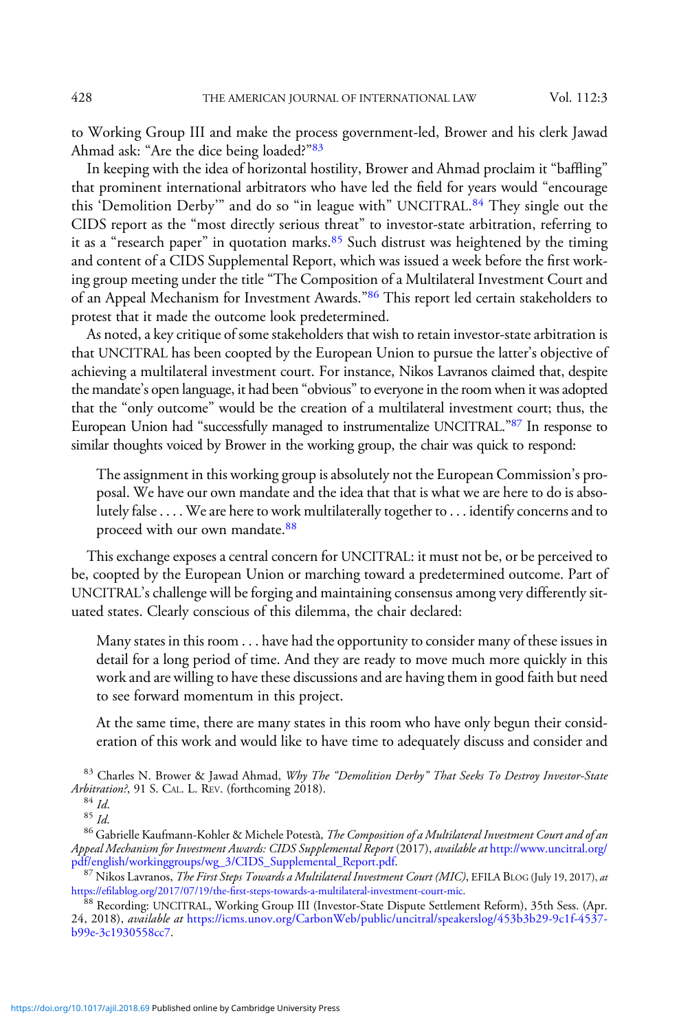to Working Group III and make the process government-led, Brower and his clerk Jawad Ahmad ask: "Are the dice being loaded?"[83]

In keeping with the idea of horizontal hostility, Brower and Ahmad proclaim it "baffling" that prominent international arbitrators who have led the field for years would "encourage this 'Demolition Derby'" and do so "in league with" UNCITRAL.[84] They single out the CIDS report as the "most directly serious threat" to investor-state arbitration, referring to it as a "research paper" in quotation marks.[85] Such distrust was heightened by the timing and content of a CIDS Supplemental Report, which was issued a week before the first working group meeting under the title "The Composition of a Multilateral Investment Court and of an Appeal Mechanism for Investment Awards."[86] This report led certain stakeholders to protest that it made the outcome look predetermined.

As noted, a key critique of some stakeholders that wish to retain investor-state arbitration is that UNCITRAL has been coopted by the European Union to pursue the latter's objective of achieving a multilateral investment court. For instance, Nikos Lavranos claimed that, despite the mandate's open language, it had been "obvious" to everyone in the room when it was adopted that the "only outcome" would be the creation of a multilateral investment court; thus, the European Union had "successfully managed to instrumentalize UNCITRAL."[87] In response to similar thoughts voiced by Brower in the working group, the chair was quick to respond:

> The assignment in this working group is absolutely not the European Commission's proposal. We have our own mandate and the idea that that is what we are here to do is absolutely false . . . . We are here to work multilaterally together to . . . identify concerns and to proceed with our own mandate.[88]

This exchange exposes a central concern for UNCITRAL: it must not be, or be perceived to be, coopted by the European Union or marching toward a predetermined outcome. Part of UNCITRAL's challenge will be forging and maintaining consensus among very differently situated states. Clearly conscious of this dilemma, the chair declared:

> Many states in this room . . . have had the opportunity to consider many of these issues in detail for a long period of time. And they are ready to move much more quickly in this work and are willing to have these discussions and are having them in good faith but need to see forward momentum in this project.
>
> At the same time, there are many states in this room who have only begun their consideration of this work and would like to have time to adequately discuss and consider and

[83] Charles N. Brower & Jawad Ahmad, *Why The "Demolition Derby" That Seeks To Destroy Investor-State Arbitration?*, 91 S. CAL. L. REV. (forthcoming 2018).

[84] *Id.*

[85] *Id.*

[86] Gabrielle Kaufmann-Kohler & Michele Potestà, *The Composition of a Multilateral Investment Court and of an Appeal Mechanism for Investment Awards: CIDS Supplemental Report* (2017), *available at* http://www.uncitral.org/pdf/english/workinggroups/wg_3/CIDS_Supplemental_Report.pdf.

[87] Nikos Lavranos, *The First Steps Towards a Multilateral Investment Court (MIC)*, EFILA BLOG (July 19, 2017), *at* https://efilablog.org/2017/07/19/the-first-steps-towards-a-multilateral-investment-court-mic.

[88] Recording: UNCITRAL, Working Group III (Investor-State Dispute Settlement Reform), 35th Sess. (Apr. 24, 2018), *available at* https://icms.unov.org/CarbonWeb/public/uncitral/speakerslog/453b3b29-9c1f-4537-b99e-3c1930558cc7.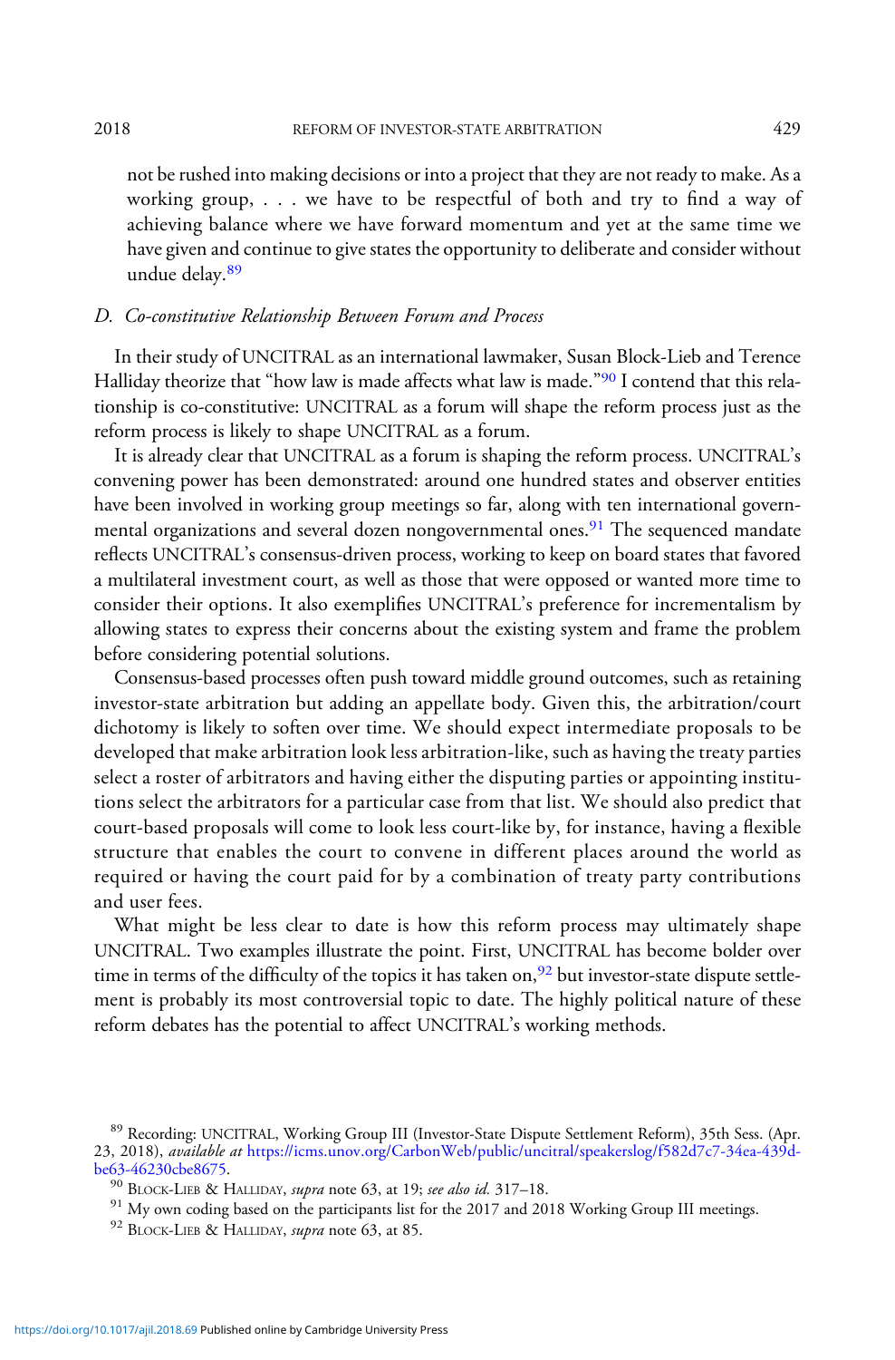not be rushed into making decisions or into a project that they are not ready to make. As a working group, . . . we have to be respectful of both and try to find a way of achieving balance where we have forward momentum and yet at the same time we have given and continue to give states the opportunity to deliberate and consider without undue delay.[89]

### D. *Co-constitutive Relationship Between Forum and Process*

In their study of UNCITRAL as an international lawmaker, Susan Block-Lieb and Terence Halliday theorize that "how law is made affects what law is made."[90] I contend that this relationship is co-constitutive: UNCITRAL as a forum will shape the reform process just as the reform process is likely to shape UNCITRAL as a forum.

It is already clear that UNCITRAL as a forum is shaping the reform process. UNCITRAL's convening power has been demonstrated: around one hundred states and observer entities have been involved in working group meetings so far, along with ten international governmental organizations and several dozen nongovernmental ones.[91] The sequenced mandate reflects UNCITRAL's consensus-driven process, working to keep on board states that favored a multilateral investment court, as well as those that were opposed or wanted more time to consider their options. It also exemplifies UNCITRAL's preference for incrementalism by allowing states to express their concerns about the existing system and frame the problem before considering potential solutions.

Consensus-based processes often push toward middle ground outcomes, such as retaining investor-state arbitration but adding an appellate body. Given this, the arbitration/court dichotomy is likely to soften over time. We should expect intermediate proposals to be developed that make arbitration look less arbitration-like, such as having the treaty parties select a roster of arbitrators and having either the disputing parties or appointing institutions select the arbitrators for a particular case from that list. We should also predict that court-based proposals will come to look less court-like by, for instance, having a flexible structure that enables the court to convene in different places around the world as required or having the court paid for by a combination of treaty party contributions and user fees.

What might be less clear to date is how this reform process may ultimately shape UNCITRAL. Two examples illustrate the point. First, UNCITRAL has become bolder over time in terms of the difficulty of the topics it has taken on,[92] but investor-state dispute settlement is probably its most controversial topic to date. The highly political nature of these reform debates has the potential to affect UNCITRAL's working methods.

[89] Recording: UNCITRAL, Working Group III (Investor-State Dispute Settlement Reform), 35th Sess. (Apr. 23, 2018), *available at* https://icms.unov.org/CarbonWeb/public/uncitral/speakerslog/f582d7c7-34ea-439d-be63-46230cbe8675.

[90] BLOCK-LIEB & HALLIDAY, *supra* note 63, at 19; *see also id.* 317–18.

[91] My own coding based on the participants list for the 2017 and 2018 Working Group III meetings.

[92] BLOCK-LIEB & HALLIDAY, *supra* note 63, at 85.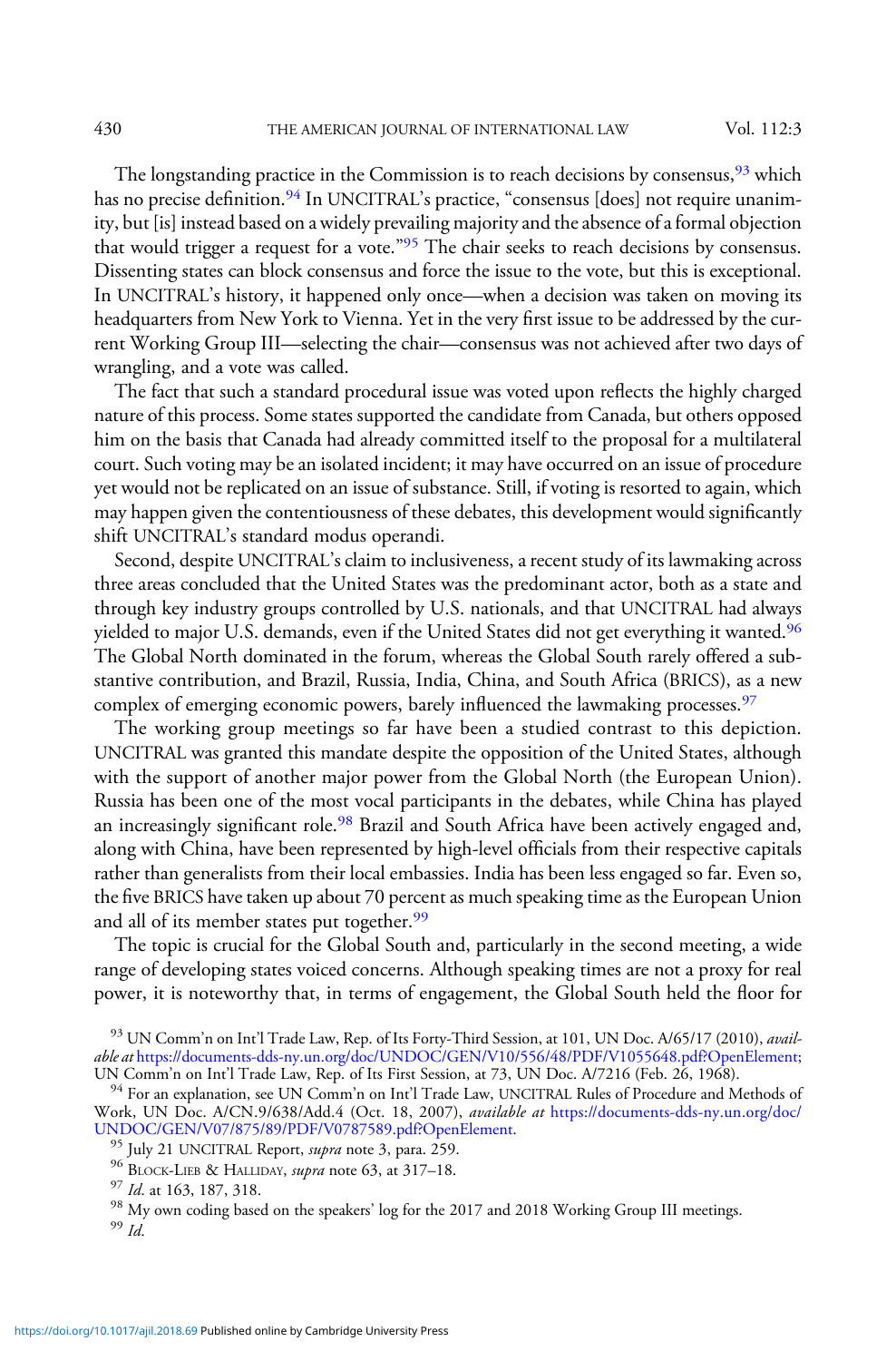The longstanding practice in the Commission is to reach decisions by consensus,[93] which has no precise definition.[94] In UNCITRAL's practice, "consensus [does] not require unanimity, but [is] instead based on a widely prevailing majority and the absence of a formal objection that would trigger a request for a vote."[95] The chair seeks to reach decisions by consensus. Dissenting states can block consensus and force the issue to the vote, but this is exceptional. In UNCITRAL's history, it happened only once—when a decision was taken on moving its headquarters from New York to Vienna. Yet in the very first issue to be addressed by the current Working Group III—selecting the chair—consensus was not achieved after two days of wrangling, and a vote was called.

The fact that such a standard procedural issue was voted upon reflects the highly charged nature of this process. Some states supported the candidate from Canada, but others opposed him on the basis that Canada had already committed itself to the proposal for a multilateral court. Such voting may be an isolated incident; it may have occurred on an issue of procedure yet would not be replicated on an issue of substance. Still, if voting is resorted to again, which may happen given the contentiousness of these debates, this development would significantly shift UNCITRAL's standard modus operandi.

Second, despite UNCITRAL's claim to inclusiveness, a recent study of its lawmaking across three areas concluded that the United States was the predominant actor, both as a state and through key industry groups controlled by U.S. nationals, and that UNCITRAL had always yielded to major U.S. demands, even if the United States did not get everything it wanted.[96] The Global North dominated in the forum, whereas the Global South rarely offered a substantive contribution, and Brazil, Russia, India, China, and South Africa (BRICS), as a new complex of emerging economic powers, barely influenced the lawmaking processes.[97]

The working group meetings so far have been a studied contrast to this depiction. UNCITRAL was granted this mandate despite the opposition of the United States, although with the support of another major power from the Global North (the European Union). Russia has been one of the most vocal participants in the debates, while China has played an increasingly significant role.[98] Brazil and South Africa have been actively engaged and, along with China, have been represented by high-level officials from their respective capitals rather than generalists from their local embassies. India has been less engaged so far. Even so, the five BRICS have taken up about 70 percent as much speaking time as the European Union and all of its member states put together.[99]

The topic is crucial for the Global South and, particularly in the second meeting, a wide range of developing states voiced concerns. Although speaking times are not a proxy for real power, it is noteworthy that, in terms of engagement, the Global South held the floor for

---

[93] UN Comm'n on Int'l Trade Law, Rep. of Its Forty-Third Session, at 101, UN Doc. A/65/17 (2010), *available at* https://documents-dds-ny.un.org/doc/UNDOC/GEN/V10/556/48/PDF/V1055648.pdf?OpenElement; UN Comm'n on Int'l Trade Law, Rep. of Its First Session, at 73, UN Doc. A/7216 (Feb. 26, 1968).

[94] For an explanation, see UN Comm'n on Int'l Trade Law, UNCITRAL Rules of Procedure and Methods of Work, UN Doc. A/CN.9/638/Add.4 (Oct. 18, 2007), *available at* https://documents-dds-ny.un.org/doc/UNDOC/GEN/V07/875/89/PDF/V0787589.pdf?OpenElement.

[95] July 21 UNCITRAL Report, *supra* note 3, para. 259.

[96] Block-Lieb & Halliday, *supra* note 63, at 317–18.

[97] *Id.* at 163, 187, 318.

[98] My own coding based on the speakers' log for the 2017 and 2018 Working Group III meetings.

[99] *Id.*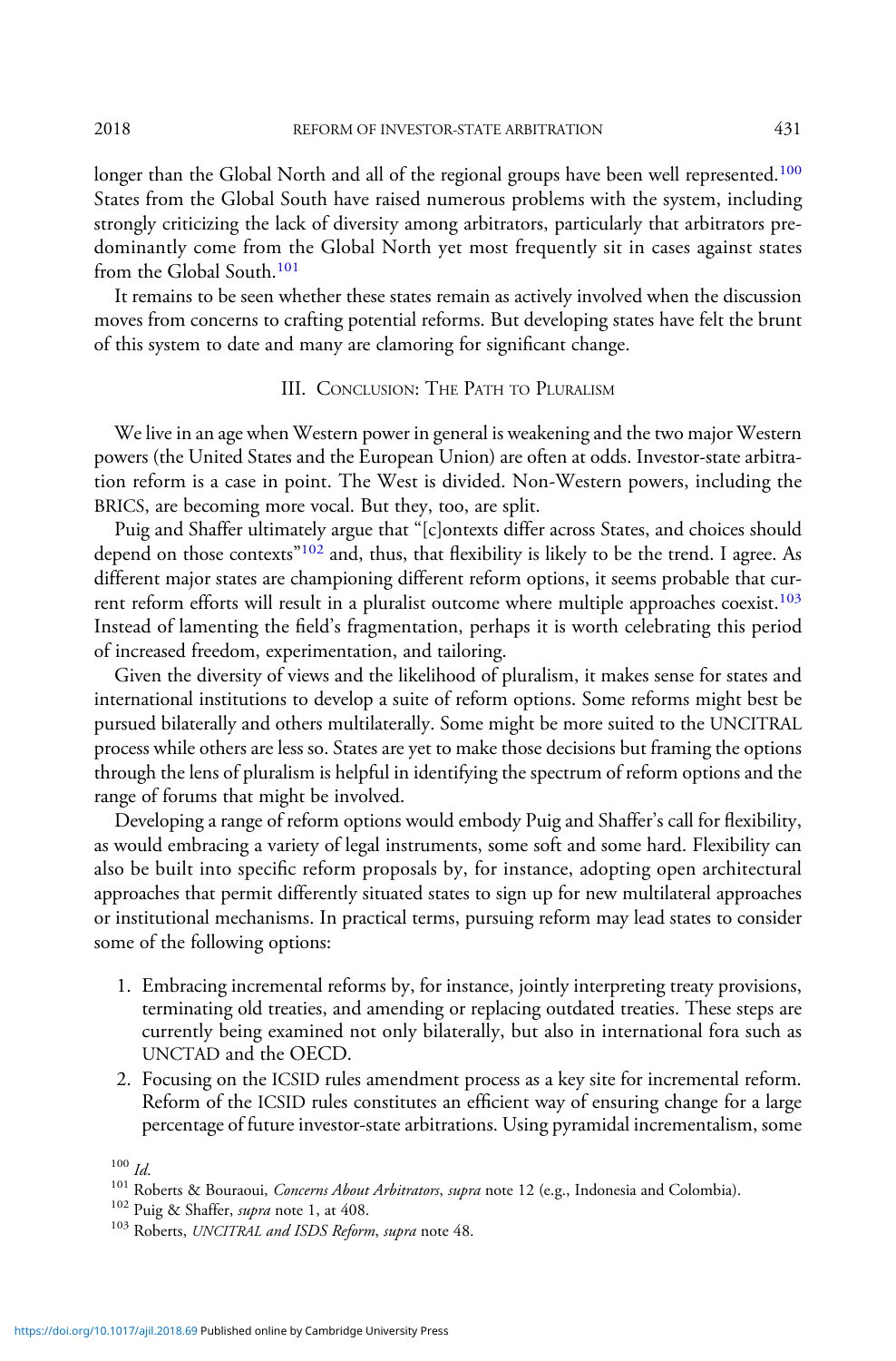longer than the Global North and all of the regional groups have been well represented.[100] States from the Global South have raised numerous problems with the system, including strongly criticizing the lack of diversity among arbitrators, particularly that arbitrators predominantly come from the Global North yet most frequently sit in cases against states from the Global South.[101]

It remains to be seen whether these states remain as actively involved when the discussion moves from concerns to crafting potential reforms. But developing states have felt the brunt of this system to date and many are clamoring for significant change.

## III. Conclusion: The Path to Pluralism

We live in an age when Western power in general is weakening and the two major Western powers (the United States and the European Union) are often at odds. Investor-state arbitration reform is a case in point. The West is divided. Non-Western powers, including the BRICS, are becoming more vocal. But they, too, are split.

Puig and Shaffer ultimately argue that "[c]ontexts differ across States, and choices should depend on those contexts"[102] and, thus, that flexibility is likely to be the trend. I agree. As different major states are championing different reform options, it seems probable that current reform efforts will result in a pluralist outcome where multiple approaches coexist.[103] Instead of lamenting the field's fragmentation, perhaps it is worth celebrating this period of increased freedom, experimentation, and tailoring.

Given the diversity of views and the likelihood of pluralism, it makes sense for states and international institutions to develop a suite of reform options. Some reforms might best be pursued bilaterally and others multilaterally. Some might be more suited to the UNCITRAL process while others are less so. States are yet to make those decisions but framing the options through the lens of pluralism is helpful in identifying the spectrum of reform options and the range of forums that might be involved.

Developing a range of reform options would embody Puig and Shaffer's call for flexibility, as would embracing a variety of legal instruments, some soft and some hard. Flexibility can also be built into specific reform proposals by, for instance, adopting open architectural approaches that permit differently situated states to sign up for new multilateral approaches or institutional mechanisms. In practical terms, pursuing reform may lead states to consider some of the following options:

1. Embracing incremental reforms by, for instance, jointly interpreting treaty provisions, terminating old treaties, and amending or replacing outdated treaties. These steps are currently being examined not only bilaterally, but also in international fora such as UNCTAD and the OECD.
2. Focusing on the ICSID rules amendment process as a key site for incremental reform. Reform of the ICSID rules constitutes an efficient way of ensuring change for a large percentage of future investor-state arbitrations. Using pyramidal incrementalism, some

[100] *Id.*

[101] Roberts & Bouraoui, *Concerns About Arbitrators*, *supra* note 12 (e.g., Indonesia and Colombia).

[102] Puig & Shaffer, *supra* note 1, at 408.

[103] Roberts, *UNCITRAL and ISDS Reform*, *supra* note 48.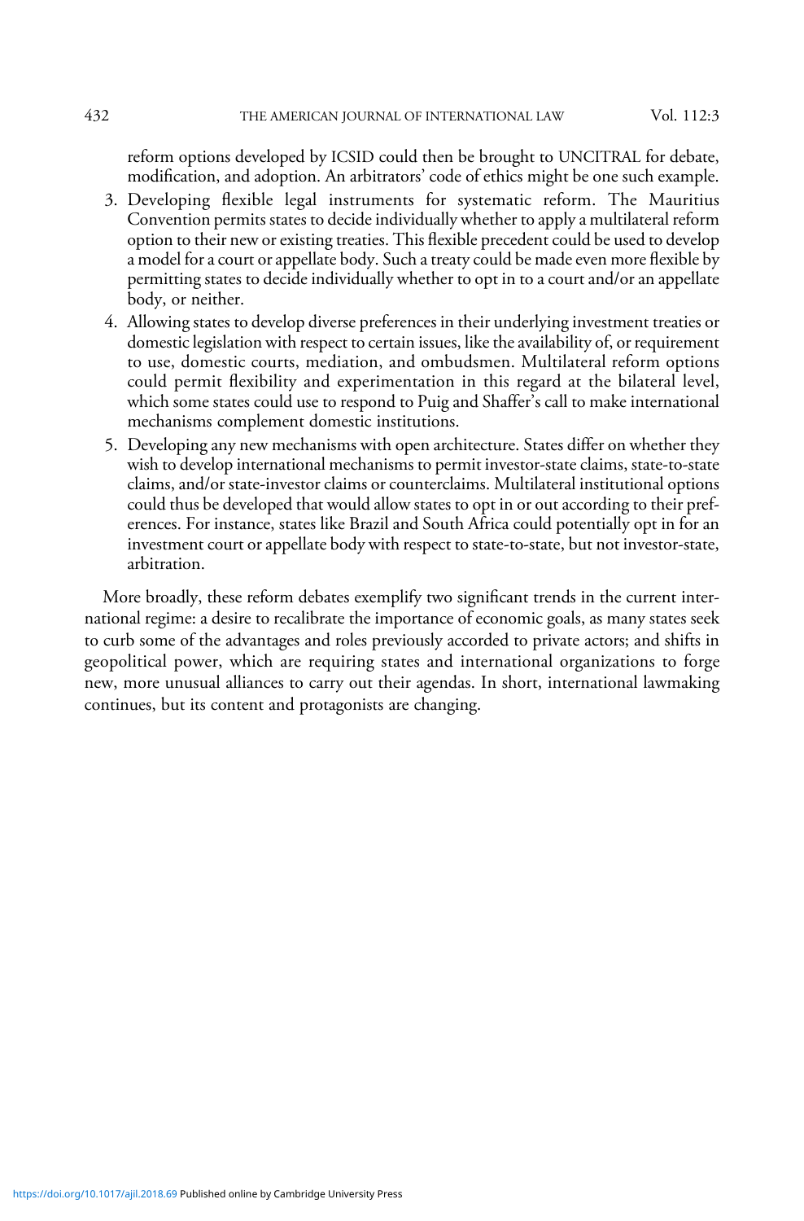reform options developed by ICSID could then be brought to UNCITRAL for debate, modification, and adoption. An arbitrators' code of ethics might be one such example.

3. Developing flexible legal instruments for systematic reform. The Mauritius Convention permits states to decide individually whether to apply a multilateral reform option to their new or existing treaties. This flexible precedent could be used to develop a model for a court or appellate body. Such a treaty could be made even more flexible by permitting states to decide individually whether to opt in to a court and/or an appellate body, or neither.
4. Allowing states to develop diverse preferences in their underlying investment treaties or domestic legislation with respect to certain issues, like the availability of, or requirement to use, domestic courts, mediation, and ombudsmen. Multilateral reform options could permit flexibility and experimentation in this regard at the bilateral level, which some states could use to respond to Puig and Shaffer's call to make international mechanisms complement domestic institutions.
5. Developing any new mechanisms with open architecture. States differ on whether they wish to develop international mechanisms to permit investor-state claims, state-to-state claims, and/or state-investor claims or counterclaims. Multilateral institutional options could thus be developed that would allow states to opt in or out according to their preferences. For instance, states like Brazil and South Africa could potentially opt in for an investment court or appellate body with respect to state-to-state, but not investor-state, arbitration.

More broadly, these reform debates exemplify two significant trends in the current international regime: a desire to recalibrate the importance of economic goals, as many states seek to curb some of the advantages and roles previously accorded to private actors; and shifts in geopolitical power, which are requiring states and international organizations to forge new, more unusual alliances to carry out their agendas. In short, international lawmaking continues, but its content and protagonists are changing.